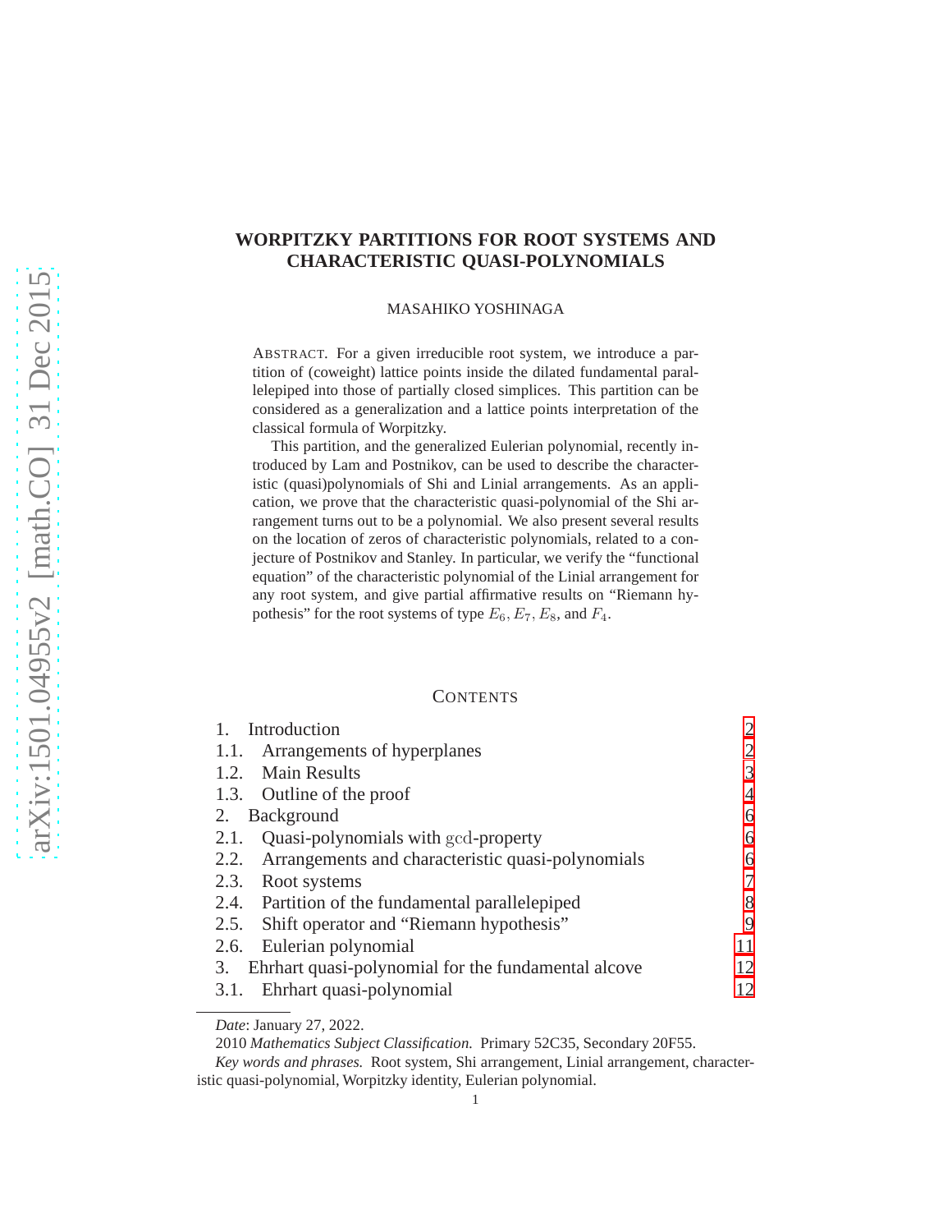# WORPITZKY PARTITIONS FOR ROOT SYSTEMS AND CHARACTERISTIC QUASI-POLYNOMIALS

MASAHIKO YOSHINAGA

ABSTRACT. For a given irreducible root system, we introduce a partition of (coweight) lattice points inside the dilated fundamental parallelepiped into those of partially closed simplices. This partition can be considered as a generalization and a lattice points interpretation of the classical formula of Worpitzky.

This partition, and the generalized Eulerian polynomial, recently introduced by Lam and Postnikov, can be used to describe the characteristic (quasi)polynomials of Shi and Linial arrangements. As an application, we prove that the characteristic quasi-polynomial of the Shi arrangement turns out to be a polynomial. We also present several results on the location of zeros of characteristic polynomials, related to a conjecture of Postnikov and Stanley. In particular, we verify the "functional equation" of the characteristic polynomial of the Linial arrangement for any root system, and give partial affirmative results on "Riemann hypothesis" for the root systems of type $E_6, E_7, E_8$, and $F_4$.

## CONTENTS

| | |
|---|---|
| 1. Introduction | 2 |
| 1.1. Arrangements of hyperplanes | 2 |
| 1.2. Main Results | 3 |
| 1.3. Outline of the proof | 4 |
| 2. Background | 6 |
| 2.1. Quasi-polynomials with gcd-property | 6 |
| 2.2. Arrangements and characteristic quasi-polynomials | 6 |
| 2.3. Root systems | 7 |
| 2.4. Partition of the fundamental parallelepiped | 8 |
| 2.5. Shift operator and "Riemann hypothesis" | 9 |
| 2.6. Eulerian polynomial | 11 |
| 3. Ehrhart quasi-polynomial for the fundamental alcove | 12 |
| 3.1. Ehrhart quasi-polynomial | 12 |

*Date*: January 27, 2022.

2010 *Mathematics Subject Classification.* Primary 52C35, Secondary 20F55.

*Key words and phrases.* Root system, Shi arrangement, Linial arrangement, characteristic quasi-polynomial, Worpitzky identity, Eulerian polynomial.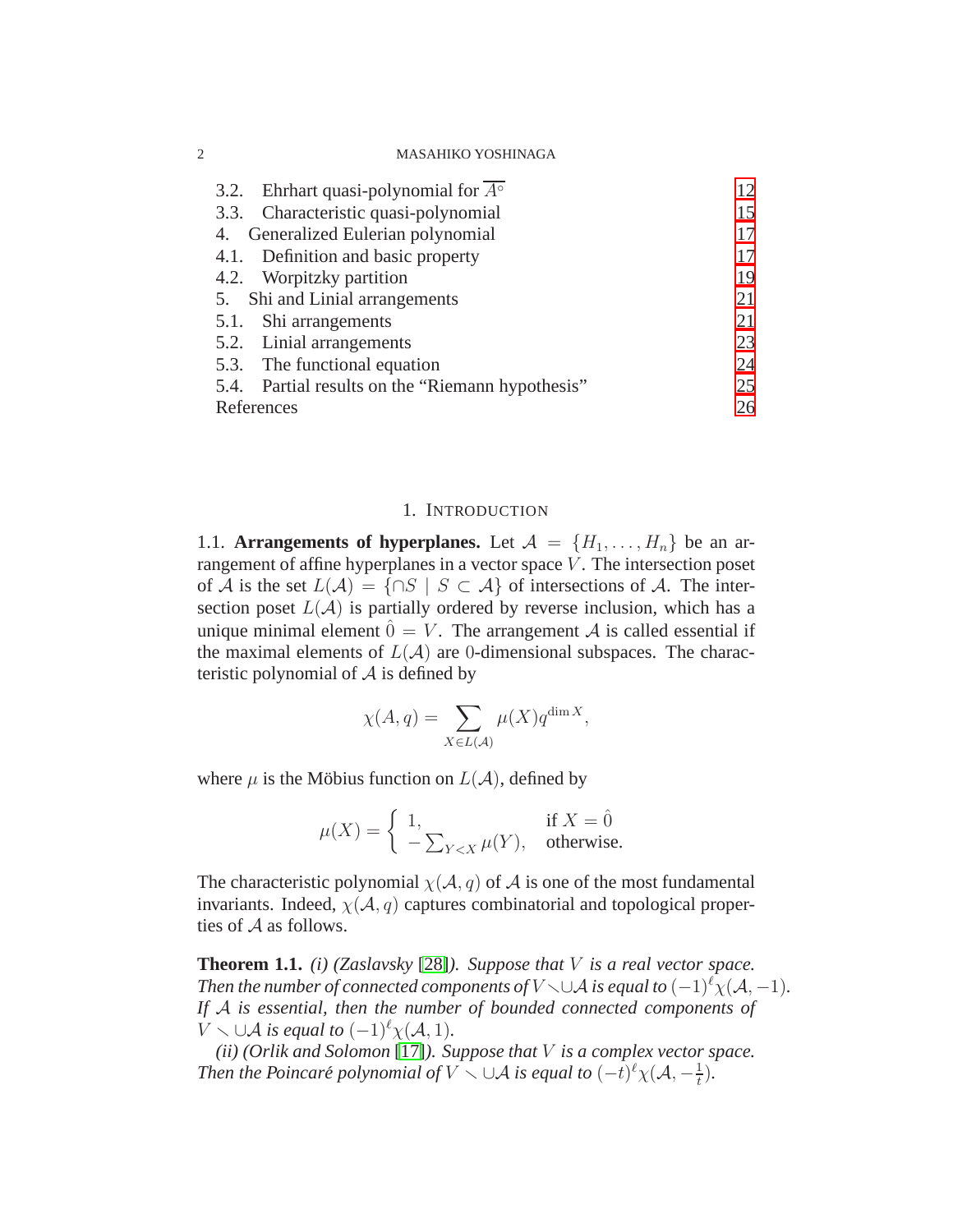3.2. Ehrhart quasi-polynomial for $\overline{A^\circ}$ 12
3.3. Characteristic quasi-polynomial 15
4. Generalized Eulerian polynomial 17
4.1. Definition and basic property 17
4.2. Worpitzky partition 19
5. Shi and Linial arrangements 21
5.1. Shi arrangements 21
5.2. Linial arrangements 23
5.3. The functional equation 24
5.4. Partial results on the “Riemann hypothesis” 25
References 26

# 1. Introduction

**1.1. Arrangements of hyperplanes.** Let $\mathcal{A} = \{H_1, \dots, H_n\}$ be an arrangement of affine hyperplanes in a vector space $V$. The intersection poset of $\mathcal{A}$ is the set $L(\mathcal{A}) = \{\cap S \mid S \subset \mathcal{A}\}$ of intersections of $\mathcal{A}$. The intersection poset $L(\mathcal{A})$ is partially ordered by reverse inclusion, which has a unique minimal element $\hat{0} = V$. The arrangement $\mathcal{A}$ is called essential if the maximal elements of $L(\mathcal{A})$ are $0$-dimensional subspaces. The characteristic polynomial of $\mathcal{A}$ is defined by

$$\chi(A, q) = \sum_{X \in L(\mathcal{A})} \mu(X) q^{\dim X},$$

where $\mu$ is the Möbius function on $L(\mathcal{A})$, defined by

$$\mu(X) = \begin{cases} 1, & \text{if } X = \hat{0} \\ -\sum_{Y < X} \mu(Y), & \text{otherwise.} \end{cases}$$

The characteristic polynomial $\chi(\mathcal{A}, q)$ of $\mathcal{A}$ is one of the most fundamental invariants. Indeed, $\chi(\mathcal{A}, q)$ captures combinatorial and topological properties of $\mathcal{A}$ as follows.

**Theorem 1.1.** *(i) (Zaslavsky [28]). Suppose that $V$ is a real vector space. Then the number of connected components of $V \smallsetminus \cup\mathcal{A}$ is equal to $(-1)^\ell \chi(\mathcal{A}, -1)$. If $\mathcal{A}$ is essential, then the number of bounded connected components of $V \smallsetminus \cup\mathcal{A}$ is equal to $(-1)^\ell \chi(\mathcal{A}, 1)$.*

*(ii) (Orlik and Solomon [17]). Suppose that $V$ is a complex vector space. Then the Poincaré polynomial of $V \smallsetminus \cup\mathcal{A}$ is equal to $(-t)^\ell \chi(\mathcal{A}, -\frac{1}{t})$.*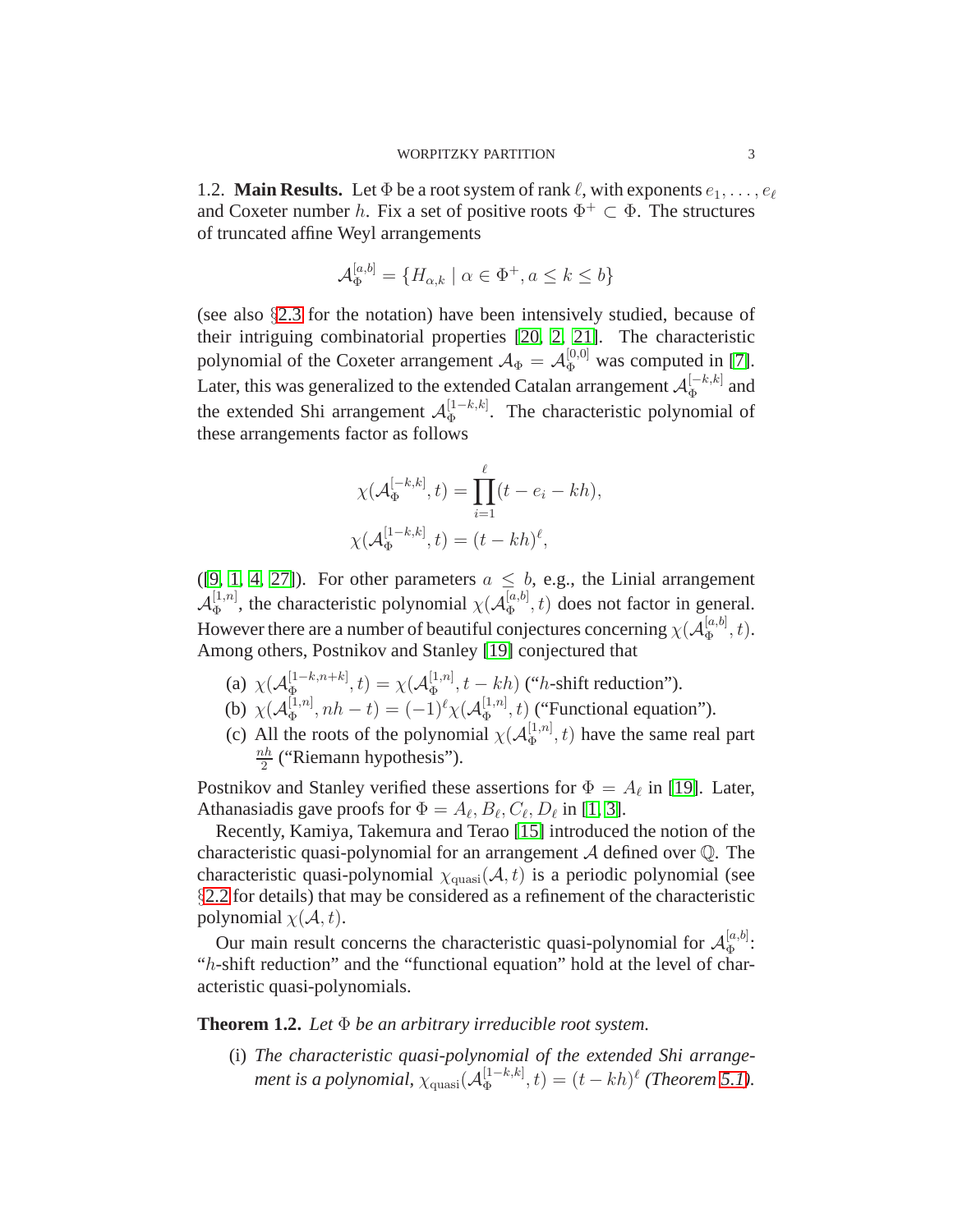### 1.2. Main Results.

Let $\Phi$ be a root system of rank $\ell$, with exponents $e_1, \dots, e_\ell$ and Coxeter number $h$. Fix a set of positive roots $\Phi^+ \subset \Phi$. The structures of truncated affine Weyl arrangements

$$\mathcal{A}_\Phi^{[a,b]} = \{H_{\alpha,k} \mid \alpha \in \Phi^+, a \le k \le b\}$$

(see also §2.3 for the notation) have been intensively studied, because of their intriguing combinatorial properties [20, 2, 21]. The characteristic polynomial of the Coxeter arrangement $\mathcal{A}_\Phi = \mathcal{A}_\Phi^{[0,0]}$ was computed in [7]. Later, this was generalized to the extended Catalan arrangement $\mathcal{A}_\Phi^{[-k,k]}$ and the extended Shi arrangement $\mathcal{A}_\Phi^{[1-k,k]}$. The characteristic polynomial of these arrangements factor as follows

$$\chi(\mathcal{A}_\Phi^{[-k,k]}, t) = \prod_{i=1}^{\ell}(t - e_i - kh),$$
$$\chi(\mathcal{A}_\Phi^{[1-k,k]}, t) = (t - kh)^\ell,$$

([9, 1, 4, 27]). For other parameters $a \le b$, e.g., the Linial arrangement $\mathcal{A}_\Phi^{[1,n]}$, the characteristic polynomial $\chi(\mathcal{A}_\Phi^{[a,b]}, t)$ does not factor in general. However there are a number of beautiful conjectures concerning $\chi(\mathcal{A}_\Phi^{[a,b]}, t)$. Among others, Postnikov and Stanley [19] conjectured that

(a) $\chi(\mathcal{A}_\Phi^{[1-k,n+k]}, t) = \chi(\mathcal{A}_\Phi^{[1,n]}, t - kh)$ (“$h$-shift reduction”).
(b) $\chi(\mathcal{A}_\Phi^{[1,n]}, nh - t) = (-1)^\ell \chi(\mathcal{A}_\Phi^{[1,n]}, t)$ (“Functional equation”).
(c) All the roots of the polynomial $\chi(\mathcal{A}_\Phi^{[1,n]}, t)$ have the same real part $\frac{nh}{2}$ (“Riemann hypothesis”).

Postnikov and Stanley verified these assertions for $\Phi = A_\ell$ in [19]. Later, Athanasiadis gave proofs for $\Phi = A_\ell, B_\ell, C_\ell, D_\ell$ in [1, 3].

Recently, Kamiya, Takemura and Terao [15] introduced the notion of the characteristic quasi-polynomial for an arrangement $\mathcal{A}$ defined over $\mathbb{Q}$. The characteristic quasi-polynomial $\chi_{\rm quasi}(\mathcal{A}, t)$ is a periodic polynomial (see §2.2 for details) that may be considered as a refinement of the characteristic polynomial $\chi(\mathcal{A}, t)$.

Our main result concerns the characteristic quasi-polynomial for $\mathcal{A}_\Phi^{[a,b]}$: “$h$-shift reduction” and the “functional equation” hold at the level of characteristic quasi-polynomials.

**Theorem 1.2.** *Let $\Phi$ be an arbitrary irreducible root system.*

(i) *The characteristic quasi-polynomial of the extended Shi arrangement is a polynomial, $\chi_{\rm quasi}(\mathcal{A}_\Phi^{[1-k,k]}, t) = (t - kh)^\ell$ (Theorem 5.1).*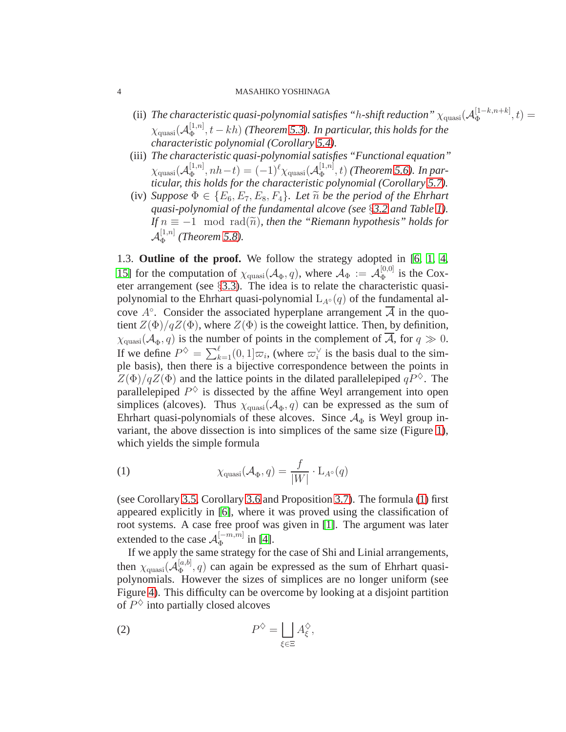(ii) *The characteristic quasi-polynomial satisfies "$h$-shift reduction" $\chi_{\text{quasi}}(\mathcal{A}_\Phi^{[1-k,n+k]}, t) = \chi_{\text{quasi}}(\mathcal{A}_\Phi^{[1,n]}, t - kh)$ (Theorem 5.3). In particular, this holds for the characteristic polynomial (Corollary 5.4).*

(iii) *The characteristic quasi-polynomial satisfies "Functional equation" $\chi_{\text{quasi}}(\mathcal{A}_\Phi^{[1,n]}, nh-t) = (-1)^\ell \chi_{\text{quasi}}(\mathcal{A}_\Phi^{[1,n]}, t)$ (Theorem 5.6). In particular, this holds for the characteristic polynomial (Corollary 5.7).*

(iv) *Suppose $\Phi \in \{E_6, E_7, E_8, F_4\}$. Let $\widetilde{n}$ be the period of the Ehrhart quasi-polynomial of the fundamental alcove (see §3.2 and Table 1). If $n \equiv -1 \mod \operatorname{rad}(\widetilde{n})$, then the "Riemann hypothesis" holds for $\mathcal{A}_\Phi^{[1,n]}$ (Theorem 5.8).*

1.3. **Outline of the proof.** We follow the strategy adopted in [6, 1, 4, 15] for the computation of $\chi_{\text{quasi}}(\mathcal{A}_\Phi, q)$, where $\mathcal{A}_\Phi := \mathcal{A}_\Phi^{[0,0]}$ is the Coxeter arrangement (see §3.3). The idea is to relate the characteristic quasi-polynomial to the Ehrhart quasi-polynomial $\mathrm{L}_{A^\circ}(q)$ of the fundamental alcove $A^\circ$. Consider the associated hyperplane arrangement $\overline{\mathcal{A}}$ in the quotient $Z(\Phi)/qZ(\Phi)$, where $Z(\Phi)$ is the coweight lattice. Then, by definition, $\chi_{\text{quasi}}(\mathcal{A}_\Phi, q)$ is the number of points in the complement of $\overline{\mathcal{A}}$, for $q \gg 0$. If we define $P^\diamondsuit = \sum_{k=1}^{\ell}(0,1]\varpi_i$, (where $\varpi_i^\vee$ is the basis dual to the simple basis), then there is a bijective correspondence between the points in $Z(\Phi)/qZ(\Phi)$ and the lattice points in the dilated parallelepiped $qP^\diamondsuit$. The parallelepiped $P^\diamondsuit$ is dissected by the affine Weyl arrangement into open simplices (alcoves). Thus $\chi_{\text{quasi}}(\mathcal{A}_\Phi, q)$ can be expressed as the sum of Ehrhart quasi-polynomials of these alcoves. Since $\mathcal{A}_\Phi$ is Weyl group invariant, the above dissection is into simplices of the same size (Figure 1), which yields the simple formula

$$\chi_{\text{quasi}}(\mathcal{A}_\Phi, q) = \frac{f}{|W|} \cdot \mathrm{L}_{A^\circ}(q) \tag{1}$$

(see Corollary 3.5, Corollary 3.6 and Proposition 3.7). The formula (1) first appeared explicitly in [6], where it was proved using the classification of root systems. A case free proof was given in [1]. The argument was later extended to the case $\mathcal{A}_\Phi^{[-m,m]}$ in [4].

If we apply the same strategy for the case of Shi and Linial arrangements, then $\chi_{\text{quasi}}(\mathcal{A}_\Phi^{[a,b]}, q)$ can again be expressed as the sum of Ehrhart quasi-polynomials. However the sizes of simplices are no longer uniform (see Figure 4). This difficulty can be overcome by looking at a disjoint partition of $P^\diamondsuit$ into partially closed alcoves

$$P^\diamondsuit = \bigsqcup_{\xi \in \Xi} A_\xi^\diamondsuit, \tag{2}$$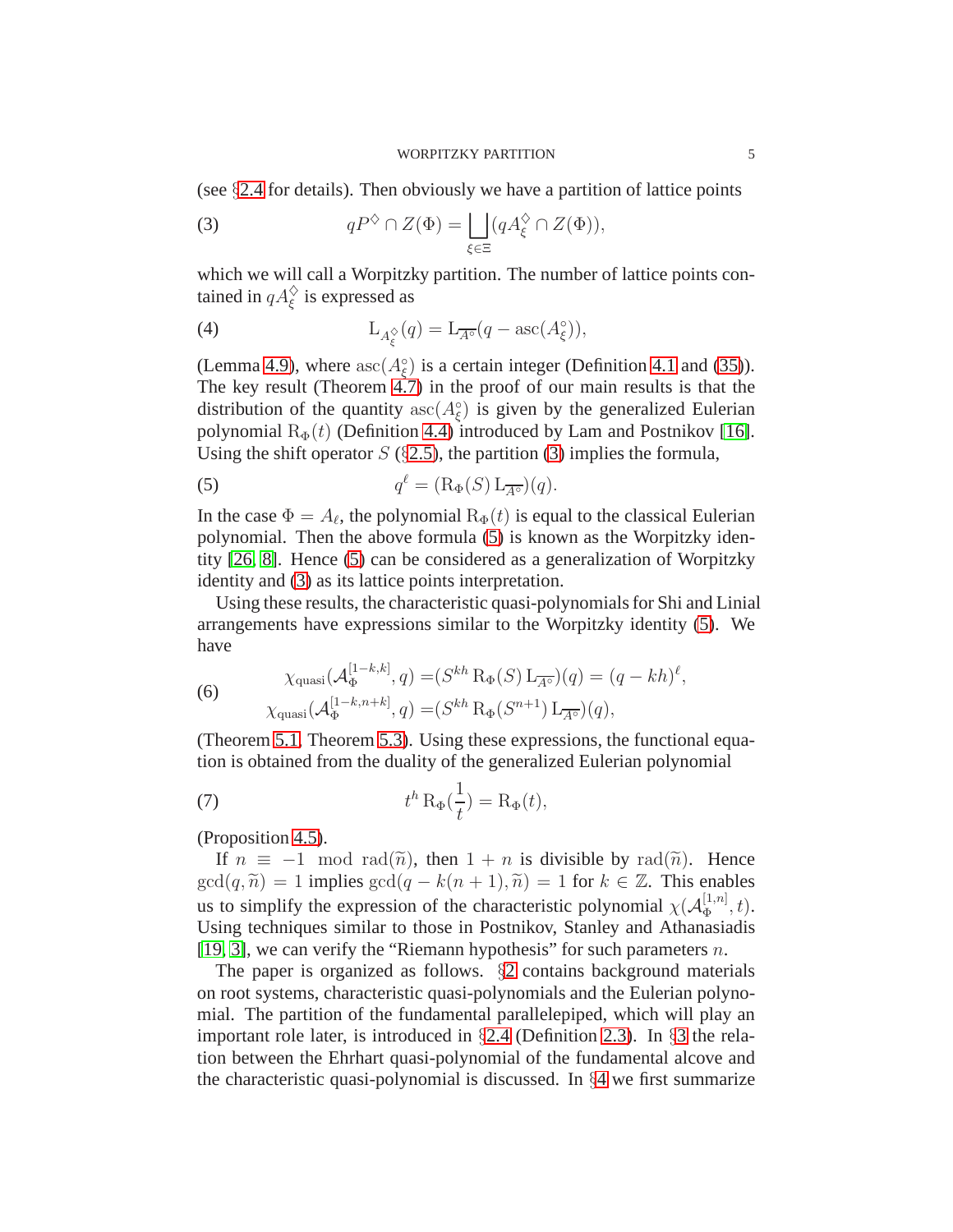(see §2.4 for details). Then obviously we have a partition of lattice points

$$qP^{\diamondsuit} \cap Z(\Phi) = \bigsqcup_{\xi \in \Xi} (qA_{\xi}^{\diamondsuit} \cap Z(\Phi)), \tag{3}$$

which we will call a Worpitzky partition. The number of lattice points contained in $qA_{\xi}^{\diamondsuit}$ is expressed as

$$\mathrm{L}_{A_{\xi}^{\diamondsuit}}(q) = \mathrm{L}_{\overline{A^{\circ}}}(q - \mathrm{asc}(A_{\xi}^{\circ})), \tag{4}$$

(Lemma 4.9), where $\mathrm{asc}(A_{\xi}^{\circ})$ is a certain integer (Definition 4.1 and (35)). The key result (Theorem 4.7) in the proof of our main results is that the distribution of the quantity $\mathrm{asc}(A_{\xi}^{\circ})$ is given by the generalized Eulerian polynomial $\mathrm{R}_{\Phi}(t)$ (Definition 4.4) introduced by Lam and Postnikov [16]. Using the shift operator $S$ (§2.5), the partition (3) implies the formula,

$$q^{\ell} = (\mathrm{R}_{\Phi}(S)\, \mathrm{L}_{\overline{A^{\circ}}})(q). \tag{5}$$

In the case $\Phi = A_{\ell}$, the polynomial $\mathrm{R}_{\Phi}(t)$ is equal to the classical Eulerian polynomial. Then the above formula (5) is known as the Worpitzky identity [26, 8]. Hence (5) can be considered as a generalization of Worpitzky identity and (3) as its lattice points interpretation.

Using these results, the characteristic quasi-polynomials for Shi and Linial arrangements have expressions similar to the Worpitzky identity (5). We have

$$\begin{aligned} \chi_{\mathrm{quasi}}(\mathcal{A}_{\Phi}^{[1-k,k]}, q) &= (S^{kh}\, \mathrm{R}_{\Phi}(S)\, \mathrm{L}_{\overline{A^{\circ}}})(q) = (q - kh)^{\ell}, \\ \chi_{\mathrm{quasi}}(\mathcal{A}_{\Phi}^{[1-k,n+k]}, q) &= (S^{kh}\, \mathrm{R}_{\Phi}(S^{n+1})\, \mathrm{L}_{\overline{A^{\circ}}})(q), \end{aligned} \tag{6}$$

(Theorem 5.1, Theorem 5.3). Using these expressions, the functional equation is obtained from the duality of the generalized Eulerian polynomial

$$t^{h}\, \mathrm{R}_{\Phi}(\frac{1}{t}) = \mathrm{R}_{\Phi}(t), \tag{7}$$

(Proposition 4.5).

If $n \equiv -1 \mod \mathrm{rad}(\widetilde{n})$, then $1+n$ is divisible by $\mathrm{rad}(\widetilde{n})$. Hence $\gcd(q, \widetilde{n}) = 1$ implies $\gcd(q - k(n+1), \widetilde{n}) = 1$ for $k \in \mathbb{Z}$. This enables us to simplify the expression of the characteristic polynomial $\chi(\mathcal{A}_{\Phi}^{[1,n]}, t)$. Using techniques similar to those in Postnikov, Stanley and Athanasiadis [19, 3], we can verify the "Riemann hypothesis" for such parameters $n$.

The paper is organized as follows. §2 contains background materials on root systems, characteristic quasi-polynomials and the Eulerian polynomial. The partition of the fundamental parallelepiped, which will play an important role later, is introduced in §2.4 (Definition 2.3). In §3 the relation between the Ehrhart quasi-polynomial of the fundamental alcove and the characteristic quasi-polynomial is discussed. In §4 we first summarize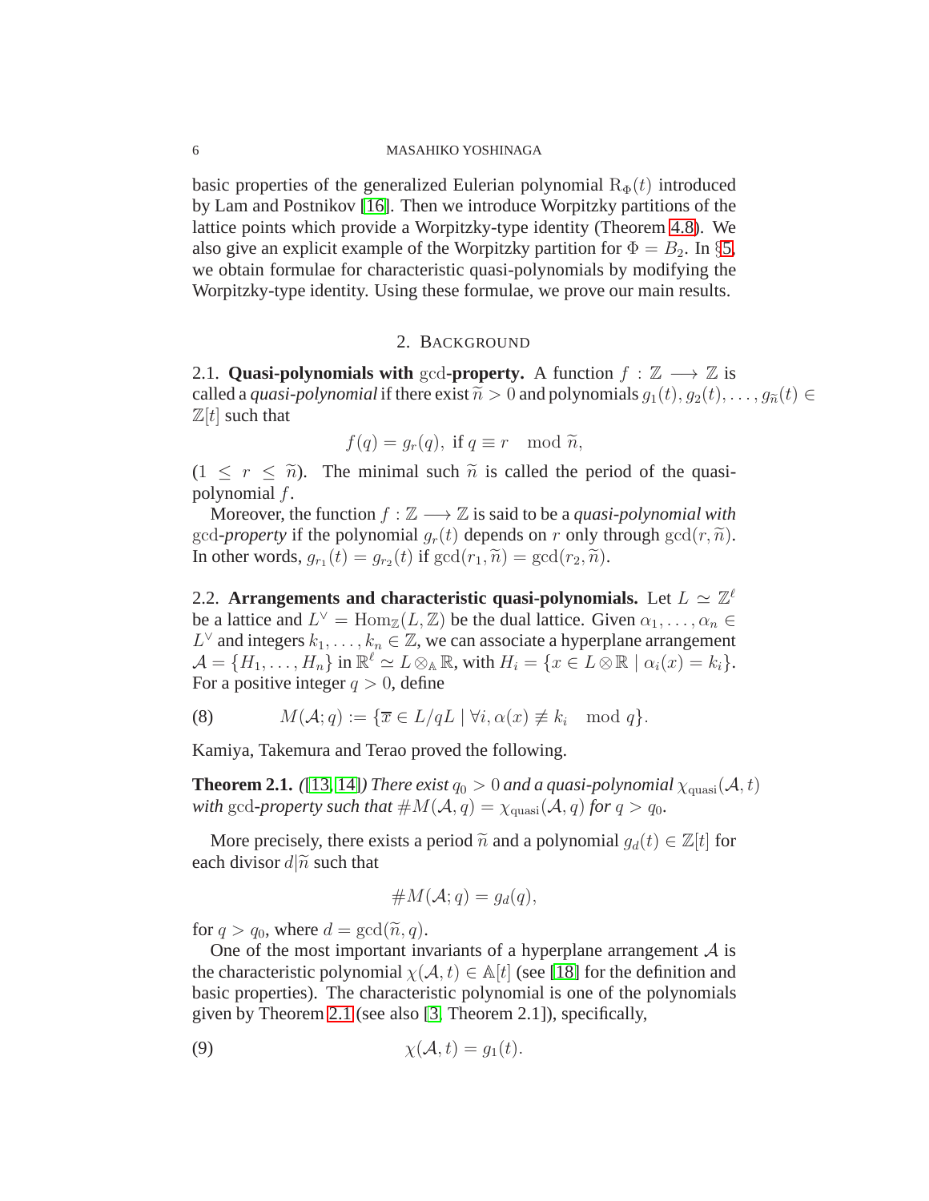basic properties of the generalized Eulerian polynomial $\mathrm{R}_\Phi(t)$ introduced by Lam and Postnikov [16]. Then we introduce Worpitzky partitions of the lattice points which provide a Worpitzky-type identity (Theorem 4.8). We also give an explicit example of the Worpitzky partition for $\Phi = B_2$. In §5, we obtain formulae for characteristic quasi-polynomials by modifying the Worpitzky-type identity. Using these formulae, we prove our main results.

## 2. Background

**2.1. Quasi-polynomials with** $\gcd$**-property.** A function $f : \mathbb{Z} \longrightarrow \mathbb{Z}$ is called a *quasi-polynomial* if there exist $\widetilde{n} > 0$ and polynomials $g_1(t), g_2(t), \dots, g_{\widetilde{n}}(t) \in \mathbb{Z}[t]$ such that

$$f(q) = g_r(q), \text{ if } q \equiv r \mod \widetilde{n},$$

($1 \leq r \leq \widetilde{n}$). The minimal such $\widetilde{n}$ is called the period of the quasi-polynomial $f$.

Moreover, the function $f : \mathbb{Z} \longrightarrow \mathbb{Z}$ is said to be a *quasi-polynomial with* $\gcd$*-property* if the polynomial $g_r(t)$ depends on $r$ only through $\gcd(r, \widetilde{n})$. In other words, $g_{r_1}(t) = g_{r_2}(t)$ if $\gcd(r_1, \widetilde{n}) = \gcd(r_2, \widetilde{n})$.

**2.2. Arrangements and characteristic quasi-polynomials.** Let $L \simeq \mathbb{Z}^\ell$ be a lattice and $L^\vee = \mathrm{Hom}_\mathbb{Z}(L, \mathbb{Z})$ be the dual lattice. Given $\alpha_1, \dots, \alpha_n \in L^\vee$ and integers $k_1, \dots, k_n \in \mathbb{Z}$, we can associate a hyperplane arrangement $\mathcal{A} = \{H_1, \dots, H_n\}$ in $\mathbb{R}^\ell \simeq L \otimes_\mathbb{A} \mathbb{R}$, with $H_i = \{x \in L \otimes \mathbb{R} \mid \alpha_i(x) = k_i\}$. For a positive integer $q > 0$, define

$$M(\mathcal{A}; q) := \{\overline{x} \in L/qL \mid \forall i, \alpha(x) \not\equiv k_i \mod q\}. \tag{8}$$

Kamiya, Takemura and Terao proved the following.

**Theorem 2.1.** *([13, 14]) There exist $q_0 > 0$ and a quasi-polynomial $\chi_{\mathrm{quasi}}(\mathcal{A}, t)$ with $\gcd$-property such that $\# M(\mathcal{A}, q) = \chi_{\mathrm{quasi}}(\mathcal{A}, q)$ for $q > q_0$.*

More precisely, there exists a period $\widetilde{n}$ and a polynomial $g_d(t) \in \mathbb{Z}[t]$ for each divisor $d | \widetilde{n}$ such that

$$\# M(\mathcal{A}; q) = g_d(q),$$

for $q > q_0$, where $d = \gcd(\widetilde{n}, q)$.

One of the most important invariants of a hyperplane arrangement $\mathcal{A}$ is the characteristic polynomial $\chi(\mathcal{A}, t) \in \mathbb{A}[t]$ (see [18] for the definition and basic properties). The characteristic polynomial is one of the polynomials given by Theorem 2.1 (see also [3, Theorem 2.1]), specifically,

$$\chi(\mathcal{A}, t) = g_1(t). \tag{9}$$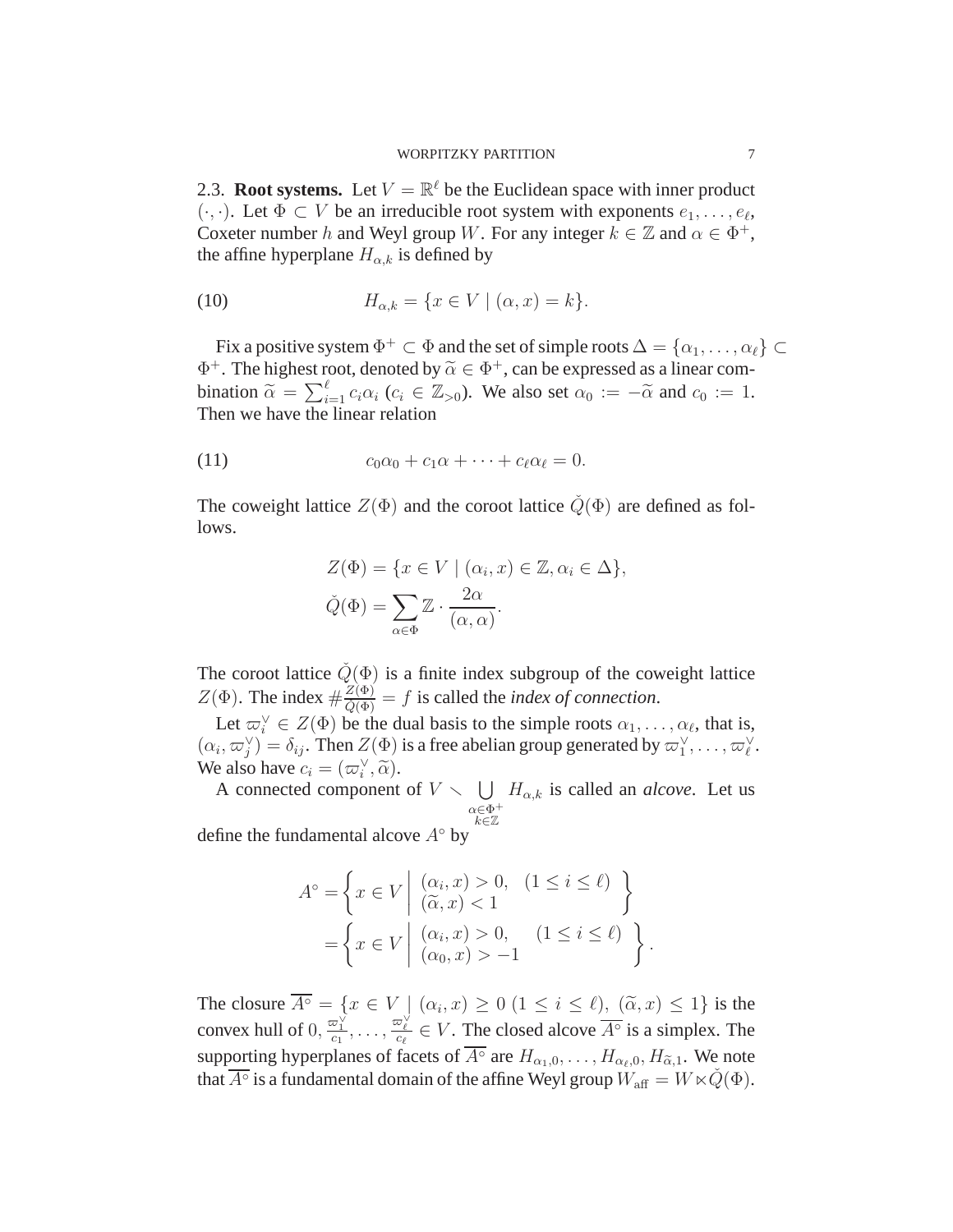### 2.3. **Root systems.**

Let $V = \mathbb{R}^\ell$ be the Euclidean space with inner product $(\cdot,\cdot)$. Let $\Phi \subset V$ be an irreducible root system with exponents $e_1, \dots, e_\ell$, Coxeter number $h$ and Weyl group $W$. For any integer $k \in \mathbb{Z}$ and $\alpha \in \Phi^+$, the affine hyperplane $H_{\alpha,k}$ is defined by

$$H_{\alpha,k} = \{x \in V \mid (\alpha, x) = k\}. \tag{10}$$

Fix a positive system $\Phi^+ \subset \Phi$ and the set of simple roots $\Delta = \{\alpha_1, \dots, \alpha_\ell\} \subset \Phi^+$. The highest root, denoted by $\widetilde{\alpha} \in \Phi^+$, can be expressed as a linear combination $\widetilde{\alpha} = \sum_{i=1}^{\ell} c_i \alpha_i$ ($c_i \in \mathbb{Z}_{>0}$). We also set $\alpha_0 := -\widetilde{\alpha}$ and $c_0 := 1$. Then we have the linear relation

$$c_0\alpha_0 + c_1\alpha + \dots + c_\ell\alpha_\ell = 0. \tag{11}$$

The coweight lattice $Z(\Phi)$ and the coroot lattice $\check{Q}(\Phi)$ are defined as follows.

$$Z(\Phi) = \{x \in V \mid (\alpha_i, x) \in \mathbb{Z}, \alpha_i \in \Delta\},$$
$$\check{Q}(\Phi) = \sum_{\alpha \in \Phi} \mathbb{Z} \cdot \frac{2\alpha}{(\alpha, \alpha)}.$$

The coroot lattice $\check{Q}(\Phi)$ is a finite index subgroup of the coweight lattice $Z(\Phi)$. The index $\#\frac{Z(\Phi)}{\check{Q}(\Phi)} = f$ is called the *index of connection*.

Let $\varpi_i^\vee \in Z(\Phi)$ be the dual basis to the simple roots $\alpha_1, \dots, \alpha_\ell$, that is, $(\alpha_i, \varpi_j^\vee) = \delta_{ij}$. Then $Z(\Phi)$ is a free abelian group generated by $\varpi_1^\vee, \dots, \varpi_\ell^\vee$. We also have $c_i = (\varpi_i^\vee, \widetilde{\alpha})$.

A connected component of $V \smallsetminus \bigcup_{\substack{\alpha \in \Phi^+ \\ k \in \mathbb{Z}}} H_{\alpha,k}$ is called an *alcove*. Let us define the fundamental alcove $A^\circ$ by

$$A^\circ = \left\{ x \in V \;\middle|\; \begin{array}{l} (\alpha_i, x) > 0, \quad (1 \le i \le \ell) \\ (\widetilde{\alpha}, x) < 1 \end{array} \right\}$$
$$= \left\{ x \in V \;\middle|\; \begin{array}{l} (\alpha_i, x) > 0, \quad (1 \le i \le \ell) \\ (\alpha_0, x) > -1 \end{array} \right\}.$$

The closure $\overline{A^\circ} = \{x \in V \mid (\alpha_i, x) \ge 0 \ (1 \le i \le \ell),\ (\widetilde{\alpha}, x) \le 1\}$ is the convex hull of $0, \frac{\varpi_1^\vee}{c_1}, \dots, \frac{\varpi_\ell^\vee}{c_\ell} \in V$. The closed alcove $\overline{A^\circ}$ is a simplex. The supporting hyperplanes of facets of $\overline{A^\circ}$ are $H_{\alpha_1,0}, \dots, H_{\alpha_\ell,0}, H_{\widetilde{\alpha},1}$. We note that $\overline{A^\circ}$ is a fundamental domain of the affine Weyl group $W_{\text{aff}} = W \ltimes \check{Q}(\Phi)$.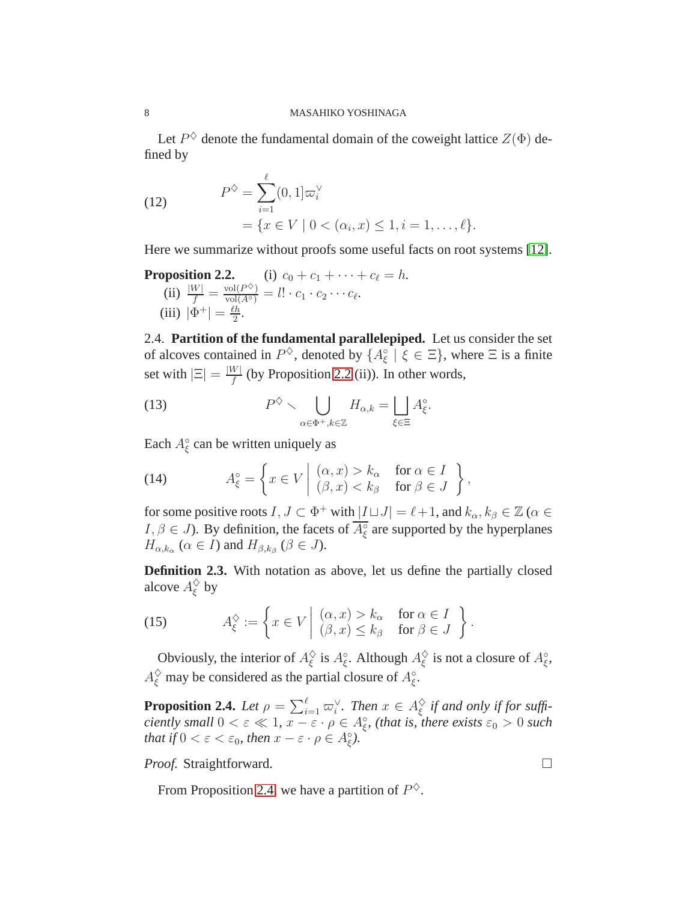Let $P^\diamondsuit$ denote the fundamental domain of the coweight lattice $Z(\Phi)$ defined by

$$
\begin{aligned}
P^\diamondsuit &= \sum_{i=1}^{\ell} (0,1]\varpi_i^\vee \\
&= \{x \in V \mid 0 < (\alpha_i, x) \leq 1, i = 1, \dots, \ell\}.
\end{aligned}
\tag{12}
$$

Here we summarize without proofs some useful facts on root systems [12].

**Proposition 2.2.** (i) $c_0 + c_1 + \cdots + c_\ell = h$.
(ii) $\frac{|W|}{f} = \frac{\mathrm{vol}(P^\diamondsuit)}{\mathrm{vol}(A^\circ)} = l! \cdot c_1 \cdot c_2 \cdots c_\ell$.
(iii) $|\Phi^+| = \frac{\ell h}{2}$.

2.4. **Partition of the fundamental parallelepiped.** Let us consider the set of alcoves contained in $P^\diamondsuit$, denoted by $\{A_\xi^\circ \mid \xi \in \Xi\}$, where $\Xi$ is a finite set with $|\Xi| = \frac{|W|}{f}$ (by Proposition 2.2 (ii)). In other words,

$$
P^\diamondsuit \smallsetminus \bigcup_{\alpha \in \Phi^+, k \in \mathbb{Z}} H_{\alpha,k} = \bigsqcup_{\xi \in \Xi} A_\xi^\circ. \tag{13}
$$

Each $A_\xi^\circ$ can be written uniquely as

$$
A_\xi^\circ = \left\{ x \in V \;\middle|\; \begin{array}{ll} (\alpha, x) > k_\alpha & \text{for } \alpha \in I \\ (\beta, x) < k_\beta & \text{for } \beta \in J \end{array} \right\}, \tag{14}
$$

for some positive roots $I, J \subset \Phi^+$ with $|I \sqcup J| = \ell + 1$, and $k_\alpha, k_\beta \in \mathbb{Z}$ ($\alpha \in I, \beta \in J$). By definition, the facets of $\overline{A_\xi^\circ}$ are supported by the hyperplanes $H_{\alpha,k_\alpha}$ ($\alpha \in I$) and $H_{\beta,k_\beta}$ ($\beta \in J$).

**Definition 2.3.** With notation as above, let us define the partially closed alcove $A_\xi^\diamondsuit$ by

$$
A_\xi^\diamondsuit := \left\{ x \in V \;\middle|\; \begin{array}{ll} (\alpha, x) > k_\alpha & \text{for } \alpha \in I \\ (\beta, x) \leq k_\beta & \text{for } \beta \in J \end{array} \right\}. \tag{15}
$$

Obviously, the interior of $A_\xi^\diamondsuit$ is $A_\xi^\circ$. Although $A_\xi^\diamondsuit$ is not a closure of $A_\xi^\circ$, $A_\xi^\diamondsuit$ may be considered as the partial closure of $A_\xi^\circ$.

**Proposition 2.4.** *Let $\rho = \sum_{i=1}^{\ell} \varpi_i^\vee$. Then $x \in A_\xi^\diamondsuit$ if and only if for sufficiently small $0 < \varepsilon \ll 1$, $x - \varepsilon \cdot \rho \in A_\xi^\circ$, (that is, there exists $\varepsilon_0 > 0$ such that if $0 < \varepsilon < \varepsilon_0$, then $x - \varepsilon \cdot \rho \in A_\xi^\circ$).*

*Proof.* Straightforward. □

From Proposition 2.4, we have a partition of $P^\diamondsuit$.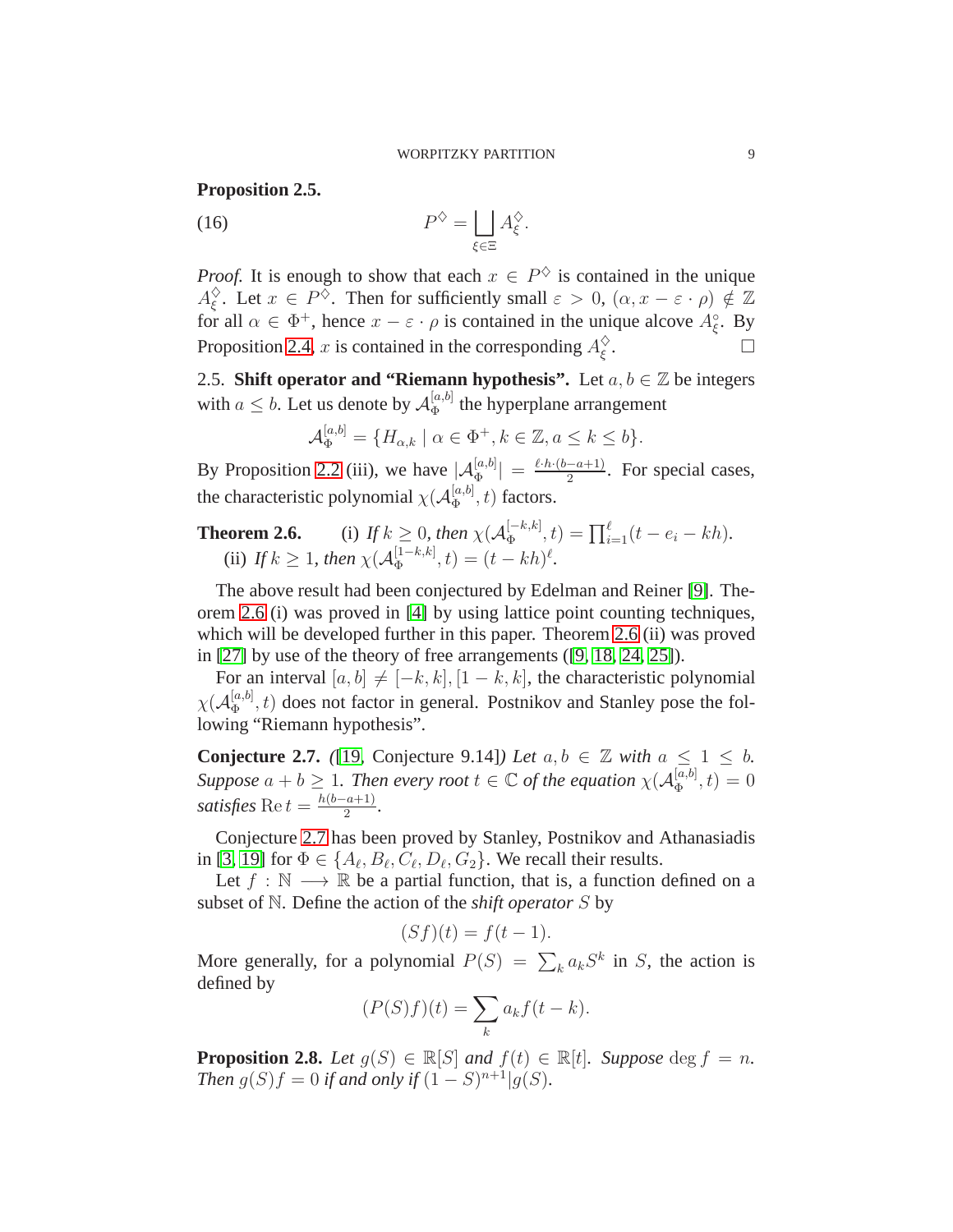**Proposition 2.5.**

$$P^{\diamondsuit} = \bigsqcup_{\xi \in \Xi} A_{\xi}^{\diamondsuit}. \tag{16}$$

*Proof.* It is enough to show that each $x \in P^{\diamondsuit}$ is contained in the unique $A_{\xi}^{\diamondsuit}$. Let $x \in P^{\diamondsuit}$. Then for sufficiently small $\varepsilon > 0$, $(\alpha, x - \varepsilon \cdot \rho) \notin \mathbb{Z}$ for all $\alpha \in \Phi^{+}$, hence $x - \varepsilon \cdot \rho$ is contained in the unique alcove $A_{\xi}^{\circ}$. By Proposition 2.4, $x$ is contained in the corresponding $A_{\xi}^{\diamondsuit}$. □

2.5. **Shift operator and "Riemann hypothesis".** Let $a, b \in \mathbb{Z}$ be integers with $a \leq b$. Let us denote by $\mathcal{A}_{\Phi}^{[a,b]}$ the hyperplane arrangement

$$\mathcal{A}_{\Phi}^{[a,b]} = \{H_{\alpha,k} \mid \alpha \in \Phi^{+}, k \in \mathbb{Z}, a \leq k \leq b\}.$$

By Proposition 2.2 (iii), we have $|\mathcal{A}_{\Phi}^{[a,b]}| = \frac{\ell \cdot h \cdot (b-a+1)}{2}$. For special cases, the characteristic polynomial $\chi(\mathcal{A}_{\Phi}^{[a,b]}, t)$ factors.

**Theorem 2.6.** (i) *If $k \geq 0$, then $\chi(\mathcal{A}_{\Phi}^{[-k,k]}, t) = \prod_{i=1}^{\ell}(t - e_i - kh)$.*
(ii) *If $k \geq 1$, then $\chi(\mathcal{A}_{\Phi}^{[1-k,k]}, t) = (t - kh)^{\ell}$.*

The above result had been conjectured by Edelman and Reiner [9]. Theorem 2.6 (i) was proved in [4] by using lattice point counting techniques, which will be developed further in this paper. Theorem 2.6 (ii) was proved in [27] by use of the theory of free arrangements ([9, 18, 24, 25]).

For an interval $[a, b] \neq [-k, k], [1-k, k]$, the characteristic polynomial $\chi(\mathcal{A}_{\Phi}^{[a,b]}, t)$ does not factor in general. Postnikov and Stanley pose the following "Riemann hypothesis".

**Conjecture 2.7.** *([19, Conjecture 9.14]) Let $a, b \in \mathbb{Z}$ with $a \leq 1 \leq b$. Suppose $a + b \geq 1$. Then every root $t \in \mathbb{C}$ of the equation $\chi(\mathcal{A}_{\Phi}^{[a,b]}, t) = 0$ satisfies $\operatorname{Re} t = \frac{h(b-a+1)}{2}$.*

Conjecture 2.7 has been proved by Stanley, Postnikov and Athanasiadis in [3, 19] for $\Phi \in \{A_{\ell}, B_{\ell}, C_{\ell}, D_{\ell}, G_2\}$. We recall their results.

Let $f : \mathbb{N} \longrightarrow \mathbb{R}$ be a partial function, that is, a function defined on a subset of $\mathbb{N}$. Define the action of the *shift operator* $S$ by

$$(Sf)(t) = f(t-1).$$

More generally, for a polynomial $P(S) = \sum_k a_k S^k$ in $S$, the action is defined by

$$(P(S)f)(t) = \sum_k a_k f(t-k).$$

**Proposition 2.8.** *Let $g(S) \in \mathbb{R}[S]$ and $f(t) \in \mathbb{R}[t]$. Suppose $\deg f = n$. Then $g(S)f = 0$ if and only if $(1-S)^{n+1} | g(S)$.*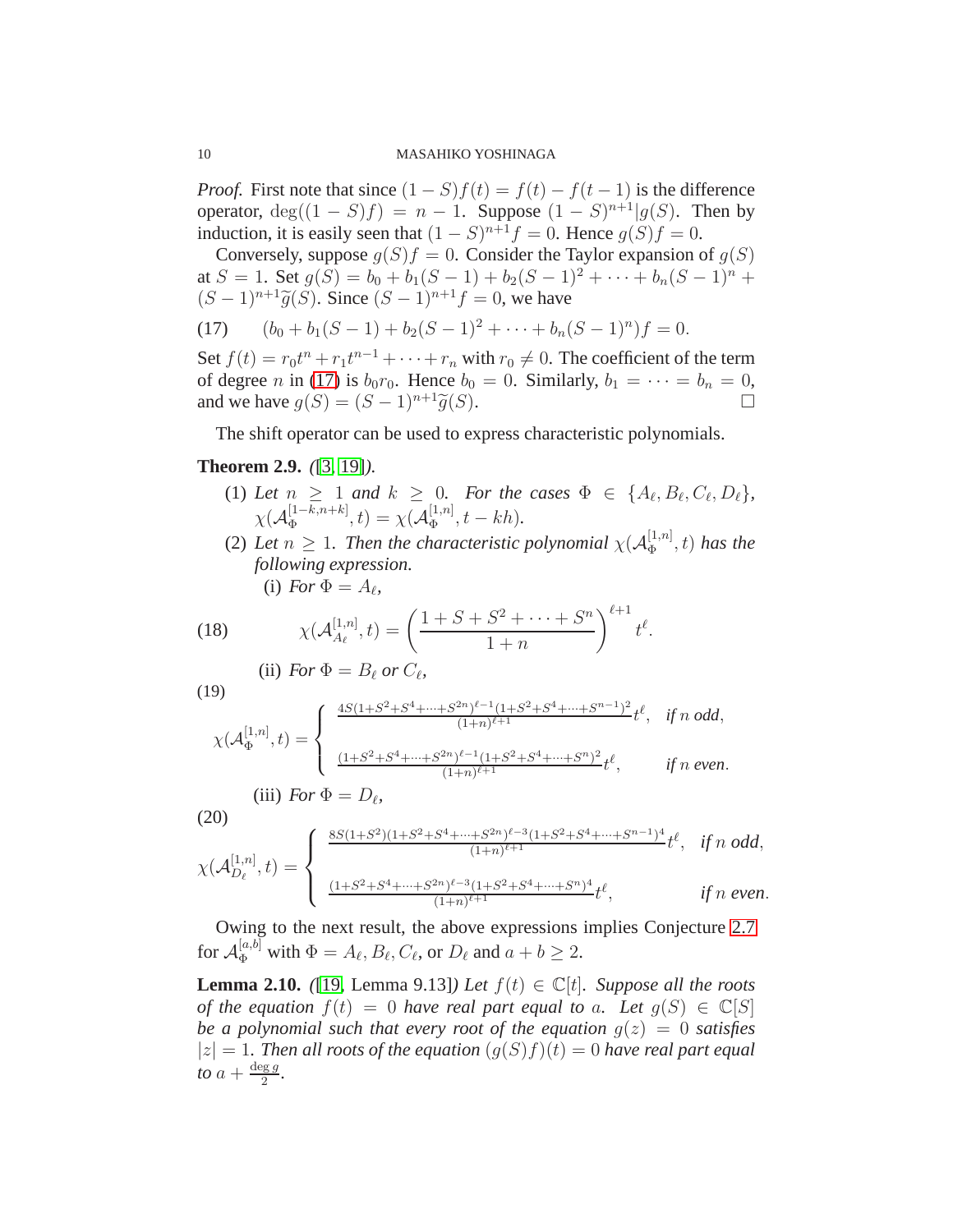*Proof.* First note that since $(1-S)f(t) = f(t) - f(t-1)$ is the difference operator, $\deg((1-S)f) = n-1$. Suppose $(1-S)^{n+1} | g(S)$. Then by induction, it is easily seen that $(1-S)^{n+1}f = 0$. Hence $g(S)f = 0$.

Conversely, suppose $g(S)f = 0$. Consider the Taylor expansion of $g(S)$ at $S = 1$. Set $g(S) = b_0 + b_1(S-1) + b_2(S-1)^2 + \cdots + b_n(S-1)^n + (S-1)^{n+1}\widetilde{g}(S)$. Since $(S-1)^{n+1}f = 0$, we have

$$(b_0 + b_1(S-1) + b_2(S-1)^2 + \cdots + b_n(S-1)^n)f = 0. \tag{17}$$

Set $f(t) = r_0 t^n + r_1 t^{n-1} + \cdots + r_n$ with $r_0 \neq 0$. The coefficient of the term of degree $n$ in (17) is $b_0 r_0$. Hence $b_0 = 0$. Similarly, $b_1 = \cdots = b_n = 0$, and we have $g(S) = (S-1)^{n+1}\widetilde{g}(S)$. □

The shift operator can be used to express characteristic polynomials.

**Theorem 2.9.** *([3, 19]).*

1. *Let $n \geq 1$ and $k \geq 0$. For the cases $\Phi \in \{A_\ell, B_\ell, C_\ell, D_\ell\}$, $\chi(\mathcal{A}_\Phi^{[1-k,n+k]}, t) = \chi(\mathcal{A}_\Phi^{[1,n]}, t - kh)$.*
2. *Let $n \geq 1$. Then the characteristic polynomial $\chi(\mathcal{A}_\Phi^{[1,n]}, t)$ has the following expression.*
   (i) *For $\Phi = A_\ell$,*

$$\chi(\mathcal{A}_{A_\ell}^{[1,n]}, t) = \left(\frac{1 + S + S^2 + \cdots + S^n}{1+n}\right)^{\ell+1} t^\ell. \tag{18}$$

   (ii) *For $\Phi = B_\ell$ or $C_\ell$,*

$$\chi(\mathcal{A}_\Phi^{[1,n]}, t) = \begin{cases} \frac{4S(1+S^2+S^4+\cdots+S^{2n})^{\ell-1}(1+S^2+S^4+\cdots+S^{n-1})^2}{(1+n)^{\ell+1}} t^\ell, & \text{if } n \text{ odd}, \\ \frac{(1+S^2+S^4+\cdots+S^{2n})^{\ell-1}(1+S^2+S^4+\cdots+S^{n})^2}{(1+n)^{\ell+1}} t^\ell, & \text{if } n \text{ even}. \end{cases} \tag{19}$$

   (iii) *For $\Phi = D_\ell$,*

$$\chi(\mathcal{A}_{D_\ell}^{[1,n]}, t) = \begin{cases} \frac{8S(1+S^2)(1+S^2+S^4+\cdots+S^{2n})^{\ell-3}(1+S^2+S^4+\cdots+S^{n-1})^4}{(1+n)^{\ell+1}} t^\ell, & \text{if } n \text{ odd}, \\ \frac{(1+S^2+S^4+\cdots+S^{2n})^{\ell-3}(1+S^2+S^4+\cdots+S^{n})^4}{(1+n)^{\ell+1}} t^\ell, & \text{if } n \text{ even}. \end{cases} \tag{20}$$

Owing to the next result, the above expressions implies Conjecture 2.7 for $\mathcal{A}_\Phi^{[a,b]}$ with $\Phi = A_\ell, B_\ell, C_\ell$, or $D_\ell$ and $a + b \geq 2$.

**Lemma 2.10.** *([19, Lemma 9.13]) Let $f(t) \in \mathbb{C}[t]$. Suppose all the roots of the equation $f(t) = 0$ have real part equal to $a$. Let $g(S) \in \mathbb{C}[S]$ be a polynomial such that every root of the equation $g(z) = 0$ satisfies $|z| = 1$. Then all roots of the equation $(g(S)f)(t) = 0$ have real part equal to $a + \frac{\deg g}{2}$.*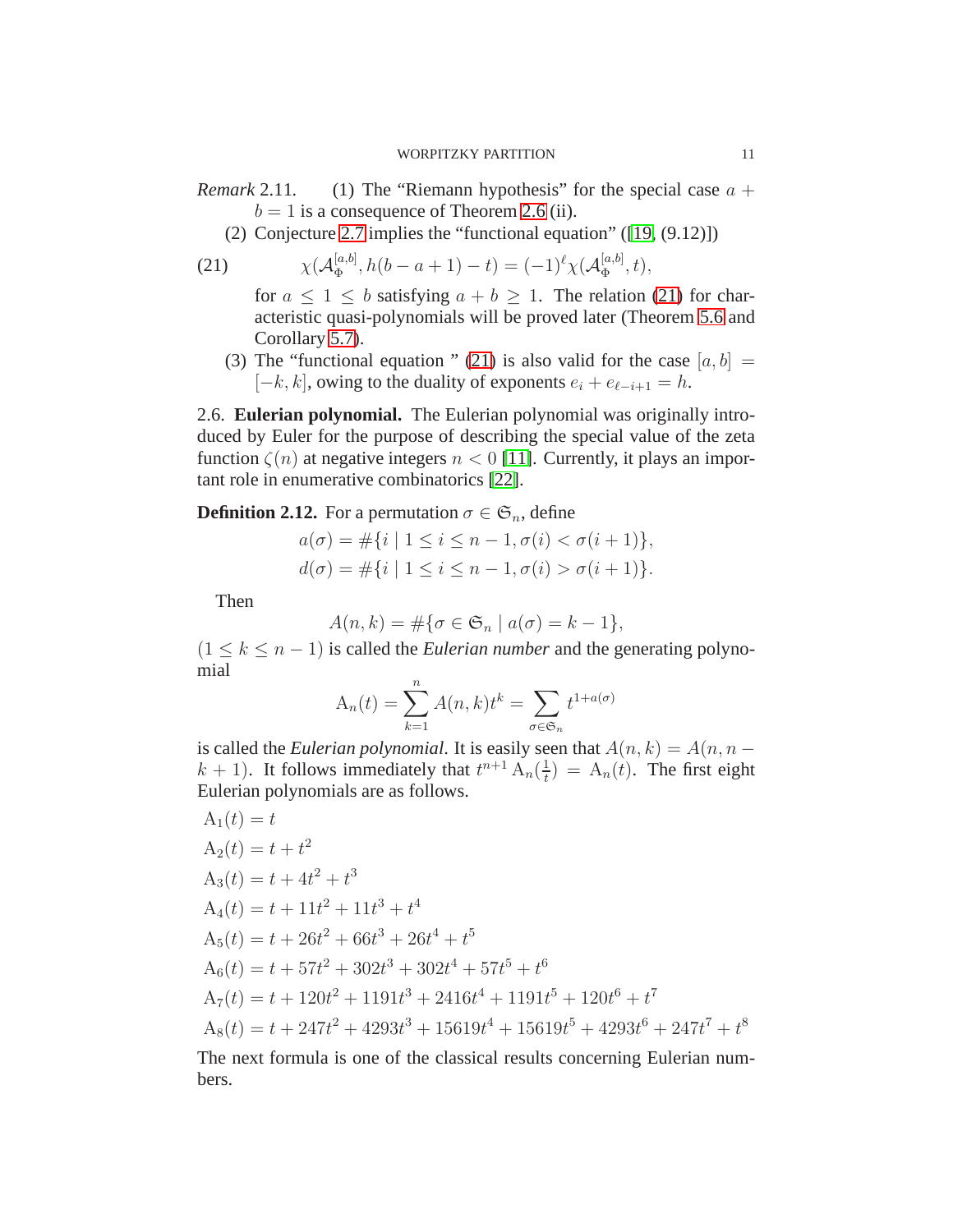*Remark* 2.11. (1) The "Riemann hypothesis" for the special case $a + b = 1$ is a consequence of Theorem 2.6 (ii).

(2) Conjecture 2.7 implies the "functional equation" ([19, (9.12)])

$$\chi(\mathcal{A}_\Phi^{[a,b]}, h(b-a+1)-t) = (-1)^\ell \chi(\mathcal{A}_\Phi^{[a,b]}, t), \tag{21}$$

for $a \leq 1 \leq b$ satisfying $a + b \geq 1$. The relation (21) for characteristic quasi-polynomials will be proved later (Theorem 5.6 and Corollary 5.7).

(3) The "functional equation " (21) is also valid for the case $[a, b] = [-k, k]$, owing to the duality of exponents $e_i + e_{\ell-i+1} = h$.

2.6. **Eulerian polynomial.** The Eulerian polynomial was originally introduced by Euler for the purpose of describing the special value of the zeta function $\zeta(n)$ at negative integers $n < 0$ [11]. Currently, it plays an important role in enumerative combinatorics [22].

**Definition 2.12.** For a permutation $\sigma \in \mathfrak{S}_n$, define

$$a(\sigma) = \#\{i \mid 1 \leq i \leq n-1, \sigma(i) < \sigma(i+1)\},$$
$$d(\sigma) = \#\{i \mid 1 \leq i \leq n-1, \sigma(i) > \sigma(i+1)\}.$$

Then

$$A(n, k) = \#\{\sigma \in \mathfrak{S}_n \mid a(\sigma) = k-1\},$$

$(1 \leq k \leq n-1)$ is called the *Eulerian number* and the generating polynomial

$$\mathrm{A}_n(t) = \sum_{k=1}^{n} A(n, k) t^k = \sum_{\sigma \in \mathfrak{S}_n} t^{1+a(\sigma)}$$

is called the *Eulerian polynomial*. It is easily seen that $A(n, k) = A(n, n-k+1)$. It follows immediately that $t^{n+1} \mathrm{A}_n(\frac{1}{t}) = \mathrm{A}_n(t)$. The first eight Eulerian polynomials are as follows.

$$\mathrm{A}_1(t) = t$$
$$\mathrm{A}_2(t) = t + t^2$$
$$\mathrm{A}_3(t) = t + 4t^2 + t^3$$
$$\mathrm{A}_4(t) = t + 11t^2 + 11t^3 + t^4$$
$$\mathrm{A}_5(t) = t + 26t^2 + 66t^3 + 26t^4 + t^5$$
$$\mathrm{A}_6(t) = t + 57t^2 + 302t^3 + 302t^4 + 57t^5 + t^6$$
$$\mathrm{A}_7(t) = t + 120t^2 + 1191t^3 + 2416t^4 + 1191t^5 + 120t^6 + t^7$$
$$\mathrm{A}_8(t) = t + 247t^2 + 4293t^3 + 15619t^4 + 15619t^5 + 4293t^6 + 247t^7 + t^8$$

The next formula is one of the classical results concerning Eulerian numbers.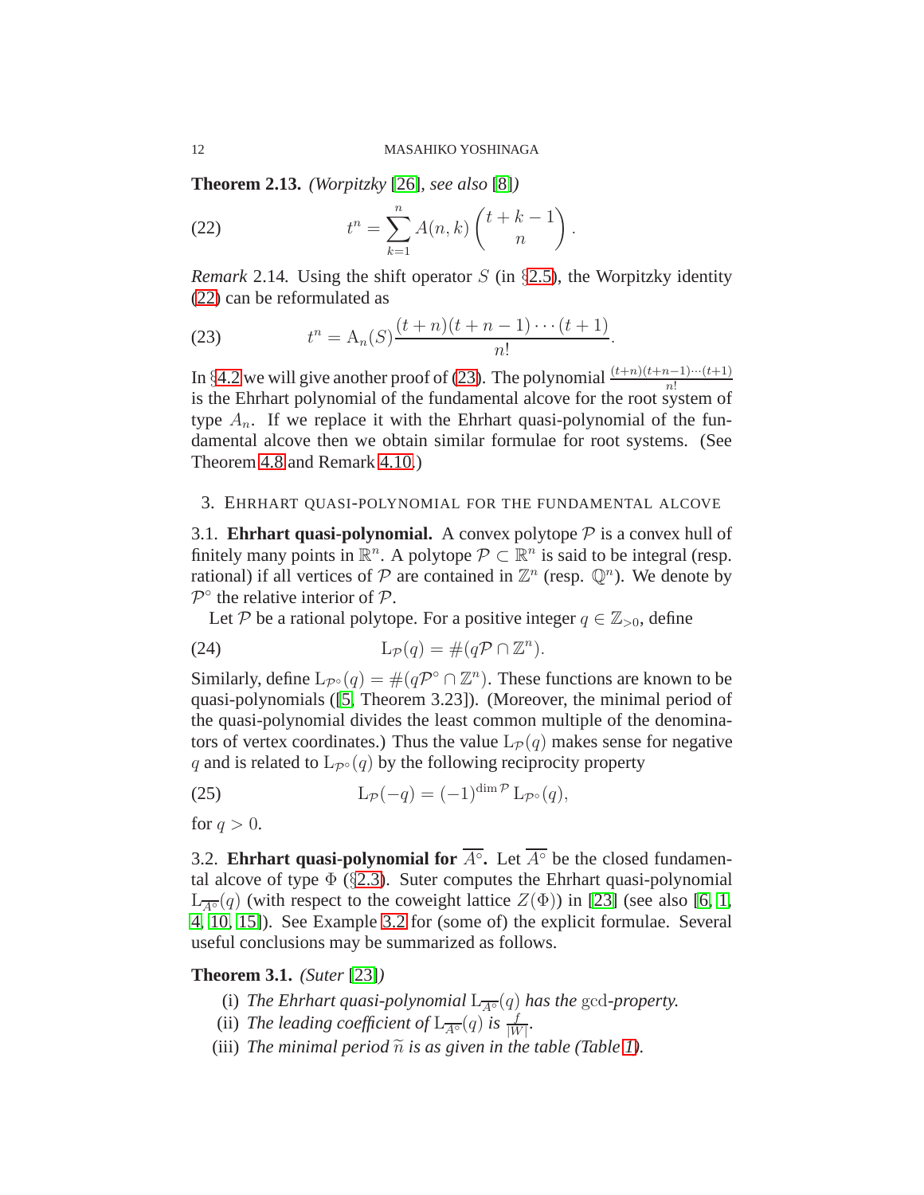**Theorem 2.13.** *(Worpitzky [26], see also [8])*

$$t^n = \sum_{k=1}^{n} A(n,k) \binom{t+k-1}{n}. \tag{22}$$

*Remark* 2.14. Using the shift operator $S$ (in §2.5), the Worpitzky identity (22) can be reformulated as

$$t^n = \mathrm{A}_n(S) \frac{(t+n)(t+n-1)\cdots(t+1)}{n!}. \tag{23}$$

In §4.2 we will give another proof of (23). The polynomial $\frac{(t+n)(t+n-1)\cdots(t+1)}{n!}$ is the Ehrhart polynomial of the fundamental alcove for the root system of type $A_n$. If we replace it with the Ehrhart quasi-polynomial of the fundamental alcove then we obtain similar formulae for root systems. (See Theorem 4.8 and Remark 4.10.)

## 3. Ehrhart quasi-polynomial for the fundamental alcove

### 3.1. Ehrhart quasi-polynomial.

A convex polytope $\mathcal{P}$ is a convex hull of finitely many points in $\mathbb{R}^n$. A polytope $\mathcal{P} \subset \mathbb{R}^n$ is said to be integral (resp. rational) if all vertices of $\mathcal{P}$ are contained in $\mathbb{Z}^n$ (resp. $\mathbb{Q}^n$). We denote by $\mathcal{P}^\circ$ the relative interior of $\mathcal{P}$.

Let $\mathcal{P}$ be a rational polytope. For a positive integer $q \in \mathbb{Z}_{>0}$, define

$$\mathrm{L}_{\mathcal{P}}(q) = \#(q\mathcal{P} \cap \mathbb{Z}^n). \tag{24}$$

Similarly, define $\mathrm{L}_{\mathcal{P}^\circ}(q) = \#(q\mathcal{P}^\circ \cap \mathbb{Z}^n)$. These functions are known to be quasi-polynomials ([5, Theorem 3.23]). (Moreover, the minimal period of the quasi-polynomial divides the least common multiple of the denominators of vertex coordinates.) Thus the value $\mathrm{L}_{\mathcal{P}}(q)$ makes sense for negative $q$ and is related to $\mathrm{L}_{\mathcal{P}^\circ}(q)$ by the following reciprocity property

$$\mathrm{L}_{\mathcal{P}}(-q) = (-1)^{\dim \mathcal{P}} \mathrm{L}_{\mathcal{P}^\circ}(q), \tag{25}$$

for $q > 0$.

### 3.2. Ehrhart quasi-polynomial for $\overline{A^\circ}$.

Let $\overline{A^\circ}$ be the closed fundamental alcove of type $\Phi$ (§2.3). Suter computes the Ehrhart quasi-polynomial $\mathrm{L}_{\overline{A^\circ}}(q)$ (with respect to the coweight lattice $Z(\Phi)$) in [23] (see also [6, 1, 4, 10, 15]). See Example 3.2 for (some of) the explicit formulae. Several useful conclusions may be summarized as follows.

**Theorem 3.1.** *(Suter [23])*

- (i) *The Ehrhart quasi-polynomial $\mathrm{L}_{\overline{A^\circ}}(q)$ has the* $\gcd$*-property.*
- (ii) *The leading coefficient of $\mathrm{L}_{\overline{A^\circ}}(q)$ is $\frac{f}{|W|}$.*
- (iii) *The minimal period $\widetilde{n}$ is as given in the table (Table 1).*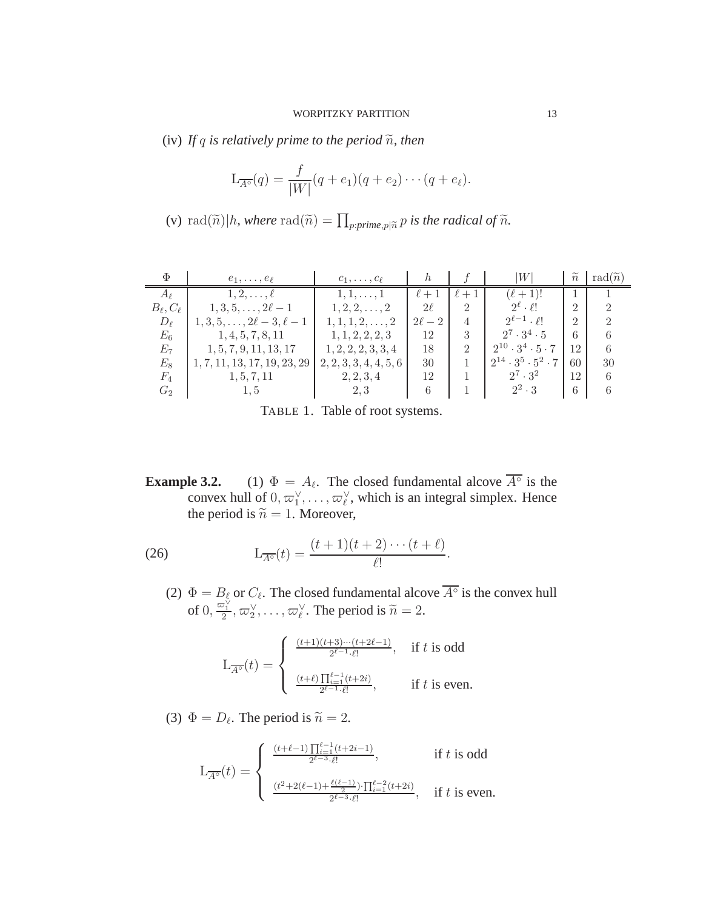(iv) *If $q$ is relatively prime to the period $\widetilde{n}$, then*

$$\mathrm{L}_{\overline{A^\circ}}(q) = \frac{f}{|W|}(q+e_1)(q+e_2)\cdots(q+e_\ell).$$

(v) $\mathrm{rad}(\widetilde{n})|h$*, where* $\mathrm{rad}(\widetilde{n}) = \prod_{p:\text{prime}, p|\widetilde{n}} p$ *is the radical of* $\widetilde{n}$*.*

| $\Phi$ | $e_1,\dots,e_\ell$ | $c_1,\dots,c_\ell$ | $h$ | $f$ | $\lvert W\rvert$ | $\widetilde{n}$ | $\mathrm{rad}(\widetilde{n})$ |
|---|---|---|---|---|---|---|---|
| $A_\ell$ | $1,2,\dots,\ell$ | $1,1,\dots,1$ | $\ell+1$ | $\ell+1$ | $(\ell+1)!$ | 1 | 1 |
| $B_\ell, C_\ell$ | $1,3,5,\dots,2\ell-1$ | $1,2,2,\dots,2$ | $2\ell$ | 2 | $2^\ell\cdot\ell!$ | 2 | 2 |
| $D_\ell$ | $1,3,5,\dots,2\ell-3,\ell-1$ | $1,1,1,2,\dots,2$ | $2\ell-2$ | 4 | $2^{\ell-1}\cdot\ell!$ | 2 | 2 |
| $E_6$ | $1,4,5,7,8,11$ | $1,1,2,2,2,3$ | 12 | 3 | $2^7\cdot3^4\cdot5$ | 6 | 6 |
| $E_7$ | $1,5,7,9,11,13,17$ | $1,2,2,2,3,3,4$ | 18 | 2 | $2^{10}\cdot3^4\cdot5\cdot7$ | 12 | 6 |
| $E_8$ | $1,7,11,13,17,19,23,29$ | $2,2,3,3,4,4,5,6$ | 30 | 1 | $2^{14}\cdot3^5\cdot5^2\cdot7$ | 60 | 30 |
| $F_4$ | $1,5,7,11$ | $2,2,3,4$ | 12 | 1 | $2^7\cdot3^2$ | 12 | 6 |
| $G_2$ | $1,5$ | $2,3$ | 6 | 1 | $2^2\cdot3$ | 6 | 6 |

TABLE 1. Table of root systems.

**Example 3.2.** (1) $\Phi = A_\ell$. The closed fundamental alcove $\overline{A^\circ}$ is the convex hull of $0, \varpi_1^\vee, \dots, \varpi_\ell^\vee$, which is an integral simplex. Hence the period is $\widetilde{n} = 1$. Moreover,

$$\mathrm{L}_{\overline{A^\circ}}(t) = \frac{(t+1)(t+2)\cdots(t+\ell)}{\ell!}. \tag{26}$$

(2) $\Phi = B_\ell$ or $C_\ell$. The closed fundamental alcove $\overline{A^\circ}$ is the convex hull of $0, \frac{\varpi_1^\vee}{2}, \varpi_2^\vee, \dots, \varpi_\ell^\vee$. The period is $\widetilde{n} = 2$.

$$\mathrm{L}_{\overline{A^\circ}}(t) = \begin{cases} \frac{(t+1)(t+3)\cdots(t+2\ell-1)}{2^{\ell-1}\cdot\ell!}, & \text{if } t \text{ is odd} \\ \frac{(t+\ell)\prod_{i=1}^{\ell-1}(t+2i)}{2^{\ell-1}\cdot\ell!}, & \text{if } t \text{ is even.} \end{cases}$$

(3) $\Phi = D_\ell$. The period is $\widetilde{n} = 2$.

$$\mathrm{L}_{\overline{A^\circ}}(t) = \begin{cases} \frac{(t+\ell-1)\prod_{i=1}^{\ell-1}(t+2i-1)}{2^{\ell-3}\cdot\ell!}, & \text{if } t \text{ is odd} \\ \frac{(t^2+2(\ell-1)+\frac{\ell(\ell-1)}{2})\cdot\prod_{i=1}^{\ell-2}(t+2i)}{2^{\ell-3}\cdot\ell!}, & \text{if } t \text{ is even.} \end{cases}$$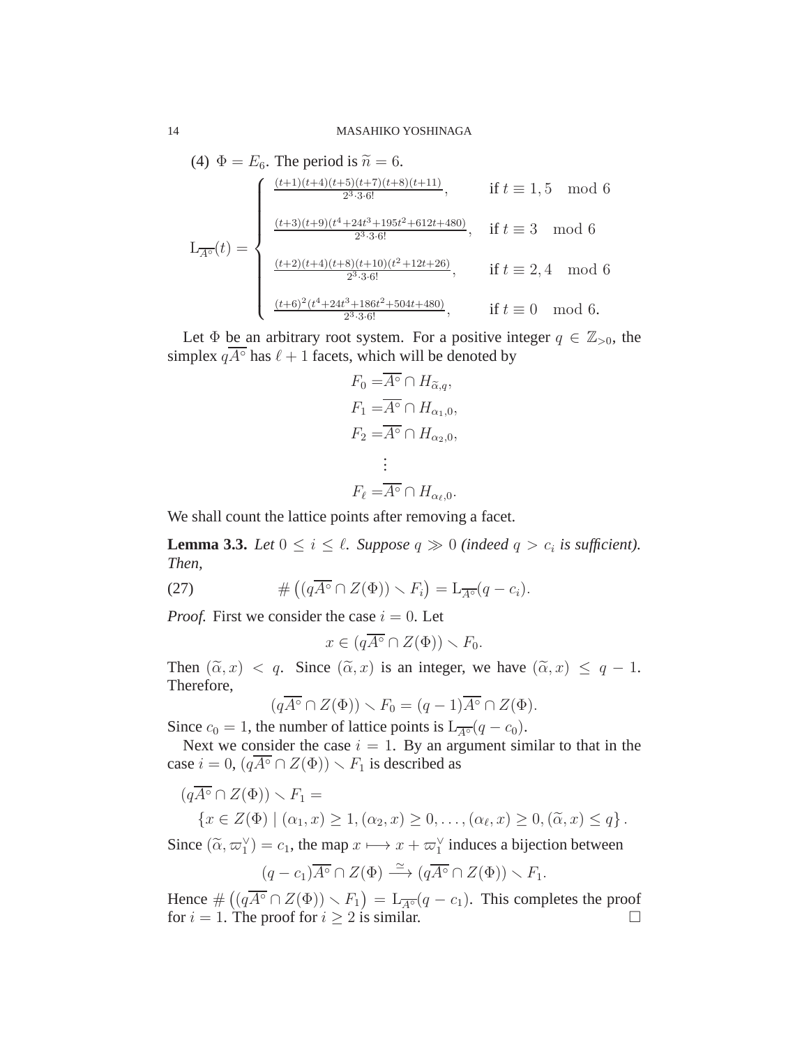(4) $\Phi = E_6$. The period is $\widetilde{n} = 6$.

$$
\mathrm{L}_{\overline{A^\circ}}(t) = \begin{cases}
\frac{(t+1)(t+4)(t+5)(t+7)(t+8)(t+11)}{2^3 \cdot 3 \cdot 6!}, & \text{if } t \equiv 1, 5 \mod 6 \\[2mm]
\frac{(t+3)(t+9)(t^4+24t^3+195t^2+612t+480)}{2^3 \cdot 3 \cdot 6!}, & \text{if } t \equiv 3 \mod 6 \\[2mm]
\frac{(t+2)(t+4)(t+8)(t+10)(t^2+12t+26)}{2^3 \cdot 3 \cdot 6!}, & \text{if } t \equiv 2, 4 \mod 6 \\[2mm]
\frac{(t+6)^2(t^4+24t^3+186t^2+504t+480)}{2^3 \cdot 3 \cdot 6!}, & \text{if } t \equiv 0 \mod 6.
\end{cases}
$$

Let $\Phi$ be an arbitrary root system. For a positive integer $q \in \mathbb{Z}_{>0}$, the simplex $q\overline{A^\circ}$ has $\ell + 1$ facets, which will be denoted by

$$
\begin{aligned}
F_0 =& \overline{A^\circ} \cap H_{\widetilde{\alpha}, q}, \\
F_1 =& \overline{A^\circ} \cap H_{\alpha_1, 0}, \\
F_2 =& \overline{A^\circ} \cap H_{\alpha_2, 0}, \\
& \vdots \\
F_\ell =& \overline{A^\circ} \cap H_{\alpha_\ell, 0}.
\end{aligned}
$$

We shall count the lattice points after removing a facet.

**Lemma 3.3.** *Let $0 \leq i \leq \ell$. Suppose $q \gg 0$ (indeed $q > c_i$ is sufficient). Then,*

$$
\#\left((q\overline{A^\circ} \cap Z(\Phi)) \smallsetminus F_i\right) = \mathrm{L}_{\overline{A^\circ}}(q - c_i). \tag{27}
$$

*Proof.* First we consider the case $i = 0$. Let

$$
x \in (q\overline{A^\circ} \cap Z(\Phi)) \smallsetminus F_0.
$$

Then $(\widetilde{\alpha}, x) < q$. Since $(\widetilde{\alpha}, x)$ is an integer, we have $(\widetilde{\alpha}, x) \leq q - 1$. Therefore,

$$
(q\overline{A^\circ} \cap Z(\Phi)) \smallsetminus F_0 = (q-1)\overline{A^\circ} \cap Z(\Phi).
$$

Since $c_0 = 1$, the number of lattice points is $\mathrm{L}_{\overline{A^\circ}}(q - c_0)$.

Next we consider the case $i = 1$. By an argument similar to that in the case $i = 0$, $(q\overline{A^\circ} \cap Z(\Phi)) \smallsetminus F_1$ is described as

$$
\begin{aligned}
&(q\overline{A^\circ} \cap Z(\Phi)) \smallsetminus F_1 = \\
&\quad \left\{x \in Z(\Phi) \mid (\alpha_1, x) \geq 1, (\alpha_2, x) \geq 0, \ldots, (\alpha_\ell, x) \geq 0, (\widetilde{\alpha}, x) \leq q\right\}.
\end{aligned}
$$

Since $(\widetilde{\alpha}, \varpi_1^\vee) = c_1$, the map $x \longmapsto x + \varpi_1^\vee$ induces a bijection between

$$
(q - c_1)\overline{A^\circ} \cap Z(\Phi) \xrightarrow{\simeq} (q\overline{A^\circ} \cap Z(\Phi)) \smallsetminus F_1.
$$

Hence $\#\left((q\overline{A^\circ} \cap Z(\Phi)) \smallsetminus F_1\right) = \mathrm{L}_{\overline{A^\circ}}(q - c_1)$. This completes the proof for $i = 1$. The proof for $i \geq 2$ is similar. $\square$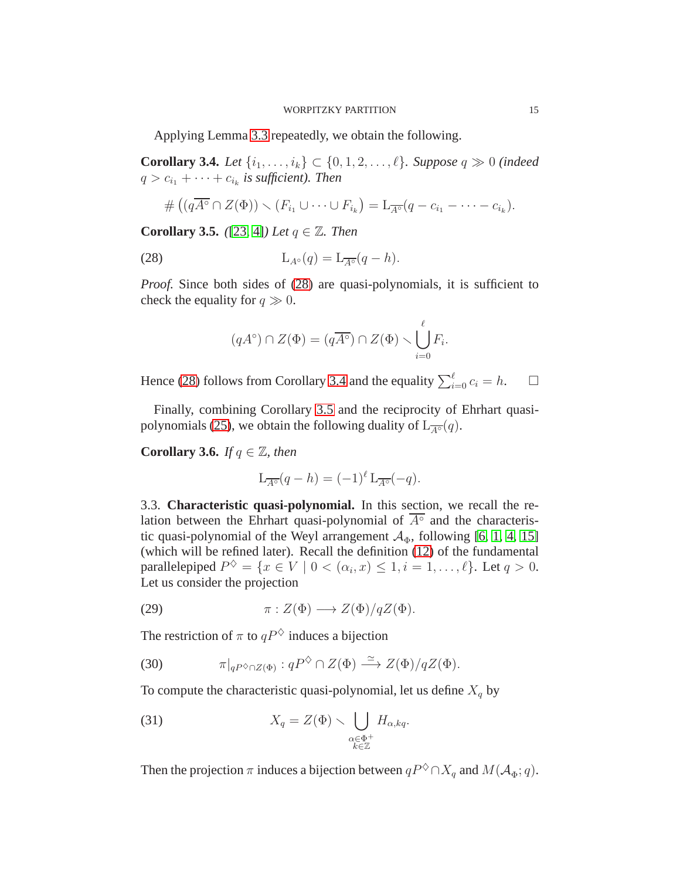Applying Lemma 3.3 repeatedly, we obtain the following.

**Corollary 3.4.** *Let $\{i_1, \dots, i_k\} \subset \{0, 1, 2, \dots, \ell\}$. Suppose $q \gg 0$ (indeed $q > c_{i_1} + \cdots + c_{i_k}$ is sufficient). Then*

$$\#\left((q\overline{A^\circ} \cap Z(\Phi)) \smallsetminus (F_{i_1} \cup \cdots \cup F_{i_k}\right) = \mathrm{L}_{\overline{A^\circ}}(q - c_{i_1} - \cdots - c_{i_k}).$$

**Corollary 3.5.** *([23, 4]) Let $q \in \mathbb{Z}$. Then*

$$\mathrm{L}_{A^\circ}(q) = \mathrm{L}_{\overline{A^\circ}}(q - h). \tag{28}$$

*Proof.* Since both sides of (28) are quasi-polynomials, it is sufficient to check the equality for $q \gg 0$.

$$(qA^\circ) \cap Z(\Phi) = (q\overline{A^\circ}) \cap Z(\Phi) \smallsetminus \bigcup_{i=0}^{\ell} F_i.$$

Hence (28) follows from Corollary 3.4 and the equality $\sum_{i=0}^{\ell} c_i = h$. $\square$

Finally, combining Corollary 3.5 and the reciprocity of Ehrhart quasi-polynomials (25), we obtain the following duality of $\mathrm{L}_{\overline{A^\circ}}(q)$.

**Corollary 3.6.** *If $q \in \mathbb{Z}$, then*

$$\mathrm{L}_{\overline{A^\circ}}(q - h) = (-1)^\ell \, \mathrm{L}_{\overline{A^\circ}}(-q).$$

3.3. **Characteristic quasi-polynomial.** In this section, we recall the relation between the Ehrhart quasi-polynomial of $\overline{A^\circ}$ and the characteristic quasi-polynomial of the Weyl arrangement $\mathcal{A}_\Phi$, following [6, 1, 4, 15] (which will be refined later). Recall the definition (12) of the fundamental parallelepiped $P^\diamondsuit = \{x \in V \mid 0 < (\alpha_i, x) \le 1, i = 1, \dots, \ell\}$. Let $q > 0$. Let us consider the projection

$$\pi : Z(\Phi) \longrightarrow Z(\Phi)/qZ(\Phi). \tag{29}$$

The restriction of $\pi$ to $qP^\diamondsuit$ induces a bijection

$$\pi|_{qP^\diamondsuit \cap Z(\Phi)} : qP^\diamondsuit \cap Z(\Phi) \xrightarrow{\simeq} Z(\Phi)/qZ(\Phi). \tag{30}$$

To compute the characteristic quasi-polynomial, let us define $X_q$ by

$$X_q = Z(\Phi) \smallsetminus \bigcup_{\substack{\alpha \in \Phi^+ \\ k \in \mathbb{Z}}} H_{\alpha, kq}. \tag{31}$$

Then the projection $\pi$ induces a bijection between $qP^\diamondsuit \cap X_q$ and $M(\mathcal{A}_\Phi; q)$.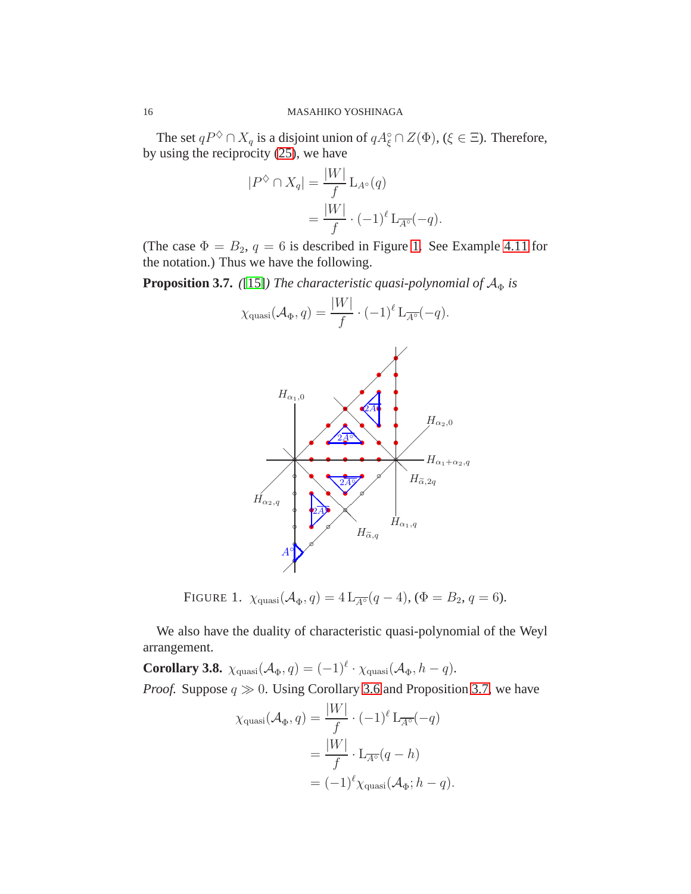The set $qP^{\diamondsuit} \cap X_q$ is a disjoint union of $qA_\xi^\circ \cap Z(\Phi)$, ($\xi \in \Xi$). Therefore, by using the reciprocity (25), we have

$$
\begin{aligned}
|P^{\diamondsuit} \cap X_q| &= \frac{|W|}{f} \operatorname{L}_{A^\circ}(q) \\
&= \frac{|W|}{f} \cdot (-1)^\ell \operatorname{L}_{\overline{A^\circ}}(-q).
\end{aligned}
$$

(The case $\Phi = B_2$, $q = 6$ is described in Figure 1. See Example 4.11 for the notation.) Thus we have the following.

**Proposition 3.7.** *([15]) The characteristic quasi-polynomial of $\mathcal{A}_\Phi$ is*

$$
\chi_{\text{quasi}}(\mathcal{A}_\Phi, q) = \frac{|W|}{f} \cdot (-1)^\ell \operatorname{L}_{\overline{A^\circ}}(-q).
$$

FIGURE 1. $\chi_{\text{quasi}}(\mathcal{A}_\Phi, q) = 4 \operatorname{L}_{\overline{A^\circ}}(q-4)$, ($\Phi = B_2$, $q = 6$).

We also have the duality of characteristic quasi-polynomial of the Weyl arrangement.

**Corollary 3.8.** $\chi_{\text{quasi}}(\mathcal{A}_\Phi, q) = (-1)^\ell \cdot \chi_{\text{quasi}}(\mathcal{A}_\Phi, h-q)$.

*Proof.* Suppose $q \gg 0$. Using Corollary 3.6 and Proposition 3.7, we have

$$
\begin{aligned}
\chi_{\text{quasi}}(\mathcal{A}_\Phi, q) &= \frac{|W|}{f} \cdot (-1)^\ell \operatorname{L}_{\overline{A^\circ}}(-q) \\
&= \frac{|W|}{f} \cdot \operatorname{L}_{\overline{A^\circ}}(q-h) \\
&= (-1)^\ell \chi_{\text{quasi}}(\mathcal{A}_\Phi; h-q).
\end{aligned}
$$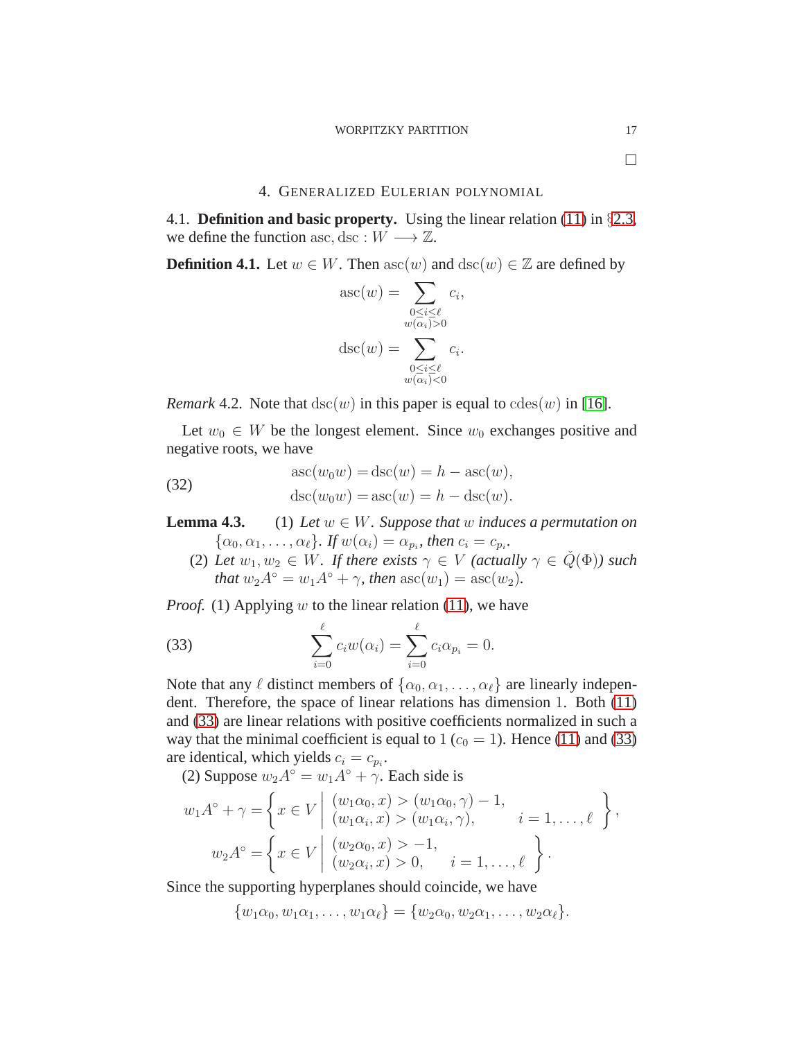□

## 4. Generalized Eulerian polynomial

### 4.1. **Definition and basic property.**

Using the linear relation (11) in §2.3, we define the function $\mathrm{asc}, \mathrm{dsc} : W \longrightarrow \mathbb{Z}$.

**Definition 4.1.** Let $w \in W$. Then $\mathrm{asc}(w)$ and $\mathrm{dsc}(w) \in \mathbb{Z}$ are defined by

$$
\mathrm{asc}(w) = \sum_{\substack{0 \leq i \leq \ell \\ w(\alpha_i) > 0}} c_i,
$$

$$
\mathrm{dsc}(w) = \sum_{\substack{0 \leq i \leq \ell \\ w(\alpha_i) < 0}} c_i.
$$

*Remark* 4.2. Note that $\mathrm{dsc}(w)$ in this paper is equal to $\mathrm{cdes}(w)$ in [16].

Let $w_0 \in W$ be the longest element. Since $w_0$ exchanges positive and negative roots, we have

$$
\begin{aligned}
\mathrm{asc}(w_0 w) &= \mathrm{dsc}(w) = h - \mathrm{asc}(w), \\
\mathrm{dsc}(w_0 w) &= \mathrm{asc}(w) = h - \mathrm{dsc}(w).
\end{aligned}
\tag{32}
$$

**Lemma 4.3.** (1) *Let $w \in W$. Suppose that $w$ induces a permutation on $\{\alpha_0, \alpha_1, \dots, \alpha_\ell\}$. If $w(\alpha_i) = \alpha_{p_i}$, then $c_i = c_{p_i}$.*

(2) *Let $w_1, w_2 \in W$. If there exists $\gamma \in V$ (actually $\gamma \in \check{Q}(\Phi)$) such that $w_2 A^\circ = w_1 A^\circ + \gamma$, then $\mathrm{asc}(w_1) = \mathrm{asc}(w_2)$.*

*Proof.* (1) Applying $w$ to the linear relation (11), we have

$$
\sum_{i=0}^{\ell} c_i w(\alpha_i) = \sum_{i=0}^{\ell} c_i \alpha_{p_i} = 0. \tag{33}
$$

Note that any $\ell$ distinct members of $\{\alpha_0, \alpha_1, \dots, \alpha_\ell\}$ are linearly independent. Therefore, the space of linear relations has dimension $1$. Both (11) and (33) are linear relations with positive coefficients normalized in such a way that the minimal coefficient is equal to $1$ ($c_0 = 1$). Hence (11) and (33) are identical, which yields $c_i = c_{p_i}$.

(2) Suppose $w_2 A^\circ = w_1 A^\circ + \gamma$. Each side is

$$
w_1 A^\circ + \gamma = \left\{ x \in V \;\middle|\; \begin{array}{ll} (w_1\alpha_0, x) > (w_1\alpha_0, \gamma) - 1, & \\ (w_1\alpha_i, x) > (w_1\alpha_i, \gamma), & i = 1, \dots, \ell \end{array} \right\},
$$

$$
w_2 A^\circ = \left\{ x \in V \;\middle|\; \begin{array}{ll} (w_2\alpha_0, x) > -1, & \\ (w_2\alpha_i, x) > 0, & i = 1, \dots, \ell \end{array} \right\}.
$$

Since the supporting hyperplanes should coincide, we have

$$
\{w_1\alpha_0, w_1\alpha_1, \dots, w_1\alpha_\ell\} = \{w_2\alpha_0, w_2\alpha_1, \dots, w_2\alpha_\ell\}.
$$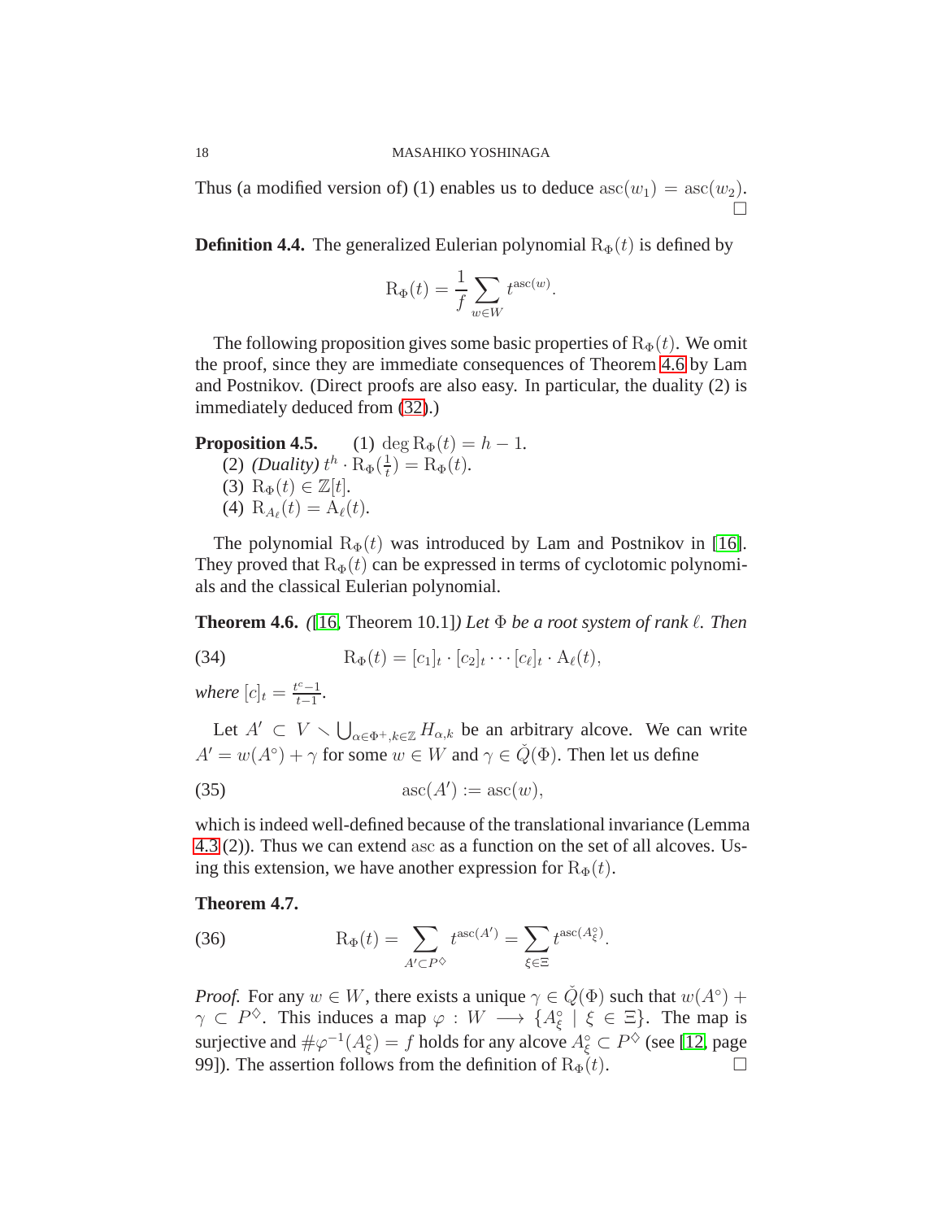Thus (a modified version of) (1) enables us to deduce $\mathrm{asc}(w_1) = \mathrm{asc}(w_2)$. □

**Definition 4.4.** The generalized Eulerian polynomial $\mathrm{R}_\Phi(t)$ is defined by

$$\mathrm{R}_\Phi(t) = \frac{1}{f} \sum_{w \in W} t^{\mathrm{asc}(w)}.$$

The following proposition gives some basic properties of $\mathrm{R}_\Phi(t)$. We omit the proof, since they are immediate consequences of Theorem 4.6 by Lam and Postnikov. (Direct proofs are also easy. In particular, the duality (2) is immediately deduced from (32).)

**Proposition 4.5.** (1) $\deg \mathrm{R}_\Phi(t) = h - 1$.
(2) *(Duality)* $t^h \cdot \mathrm{R}_\Phi(\frac{1}{t}) = \mathrm{R}_\Phi(t)$.
(3) $\mathrm{R}_\Phi(t) \in \mathbb{Z}[t]$.
(4) $\mathrm{R}_{A_\ell}(t) = \mathrm{A}_\ell(t)$.

The polynomial $\mathrm{R}_\Phi(t)$ was introduced by Lam and Postnikov in [16]. They proved that $\mathrm{R}_\Phi(t)$ can be expressed in terms of cyclotomic polynomials and the classical Eulerian polynomial.

**Theorem 4.6.** *([16, Theorem 10.1]) Let $\Phi$ be a root system of rank $\ell$. Then*

$$\mathrm{R}_\Phi(t) = [c_1]_t \cdot [c_2]_t \cdots [c_\ell]_t \cdot \mathrm{A}_\ell(t), \tag{34}$$

*where* $[c]_t = \frac{t^c - 1}{t - 1}$.

Let $A' \subset V \smallsetminus \bigcup_{\alpha \in \Phi^+, k \in \mathbb{Z}} H_{\alpha,k}$ be an arbitrary alcove. We can write $A' = w(A^\circ) + \gamma$ for some $w \in W$ and $\gamma \in \check{Q}(\Phi)$. Then let us define

$$\mathrm{asc}(A') := \mathrm{asc}(w), \tag{35}$$

which is indeed well-defined because of the translational invariance (Lemma 4.3 (2)). Thus we can extend asc as a function on the set of all alcoves. Using this extension, we have another expression for $\mathrm{R}_\Phi(t)$.

**Theorem 4.7.**

$$\mathrm{R}_\Phi(t) = \sum_{A' \subset P^\diamondsuit} t^{\mathrm{asc}(A')} = \sum_{\xi \in \Xi} t^{\mathrm{asc}(A_\xi^\circ)}. \tag{36}$$

*Proof.* For any $w \in W$, there exists a unique $\gamma \in \check{Q}(\Phi)$ such that $w(A^\circ) + \gamma \subset P^\diamondsuit$. This induces a map $\varphi : W \longrightarrow \{A_\xi^\circ \mid \xi \in \Xi\}$. The map is surjective and $\#\varphi^{-1}(A_\xi^\circ) = f$ holds for any alcove $A_\xi^\circ \subset P^\diamondsuit$ (see [12, page 99]). The assertion follows from the definition of $\mathrm{R}_\Phi(t)$. □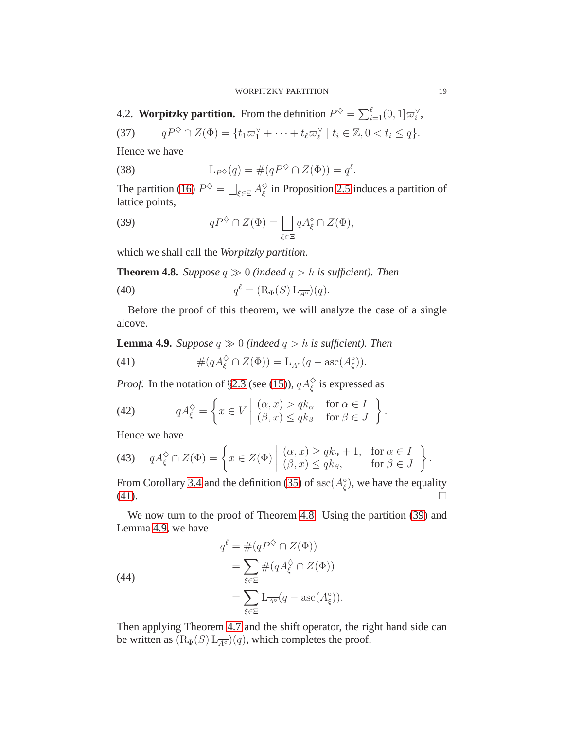### 4.2. **Worpitzky partition.**

From the definition $P^{\diamondsuit} = \sum_{i=1}^{\ell}(0,1]\varpi_i^{\vee}$,

$$qP^{\diamondsuit} \cap Z(\Phi) = \{t_1\varpi_1^{\vee} + \cdots + t_\ell\varpi_\ell^{\vee} \mid t_i \in \mathbb{Z}, 0 < t_i \leq q\}. \tag{37}$$

Hence we have

$$\mathrm{L}_{P^{\diamondsuit}}(q) = \#(qP^{\diamondsuit} \cap Z(\Phi)) = q^{\ell}. \tag{38}$$

The partition (16) $P^{\diamondsuit} = \bigsqcup_{\xi\in\Xi} A_{\xi}^{\diamondsuit}$ in Proposition 2.5 induces a partition of lattice points,

$$qP^{\diamondsuit} \cap Z(\Phi) = \bigsqcup_{\xi\in\Xi} qA_{\xi}^{\circ} \cap Z(\Phi), \tag{39}$$

which we shall call the *Worpitzky partition*.

**Theorem 4.8.** *Suppose $q \gg 0$ (indeed $q > h$ is sufficient). Then*

$$q^{\ell} = (\mathrm{R}_{\Phi}(S)\,\mathrm{L}_{\overline{A^{\circ}}})(q). \tag{40}$$

Before the proof of this theorem, we will analyze the case of a single alcove.

**Lemma 4.9.** *Suppose $q \gg 0$ (indeed $q > h$ is sufficient). Then*

$$\#(qA_{\xi}^{\diamondsuit} \cap Z(\Phi)) = \mathrm{L}_{\overline{A^{\circ}}}(q - \mathrm{asc}(A_{\xi}^{\circ})). \tag{41}$$

*Proof.* In the notation of §2.3 (see (15)), $qA_{\xi}^{\diamondsuit}$ is expressed as

$$qA_{\xi}^{\diamondsuit} = \left\{ x \in V \;\middle|\; \begin{array}{ll} (\alpha, x) > qk_{\alpha} & \text{for } \alpha \in I \\ (\beta, x) \leq qk_{\beta} & \text{for } \beta \in J \end{array} \right\}. \tag{42}$$

Hence we have

$$qA_{\xi}^{\diamondsuit} \cap Z(\Phi) = \left\{ x \in Z(\Phi) \;\middle|\; \begin{array}{ll} (\alpha, x) \geq qk_{\alpha} + 1, & \text{for } \alpha \in I \\ (\beta, x) \leq qk_{\beta}, & \text{for } \beta \in J \end{array} \right\}. \tag{43}$$

From Corollary 3.4 and the definition (35) of $\mathrm{asc}(A_{\xi}^{\circ})$, we have the equality (41). ∎

We now turn to the proof of Theorem 4.8. Using the partition (39) and Lemma 4.9, we have

$$\begin{aligned} q^{\ell} &= \#(qP^{\diamondsuit} \cap Z(\Phi)) \\ &= \sum_{\xi\in\Xi} \#(qA_{\xi}^{\diamondsuit} \cap Z(\Phi)) \\ &= \sum_{\xi\in\Xi} \mathrm{L}_{\overline{A^{\circ}}}(q - \mathrm{asc}(A_{\xi}^{\circ})). \end{aligned} \tag{44}$$

Then applying Theorem 4.7 and the shift operator, the right hand side can be written as $(\mathrm{R}_{\Phi}(S)\,\mathrm{L}_{\overline{A^{\circ}}})(q)$, which completes the proof.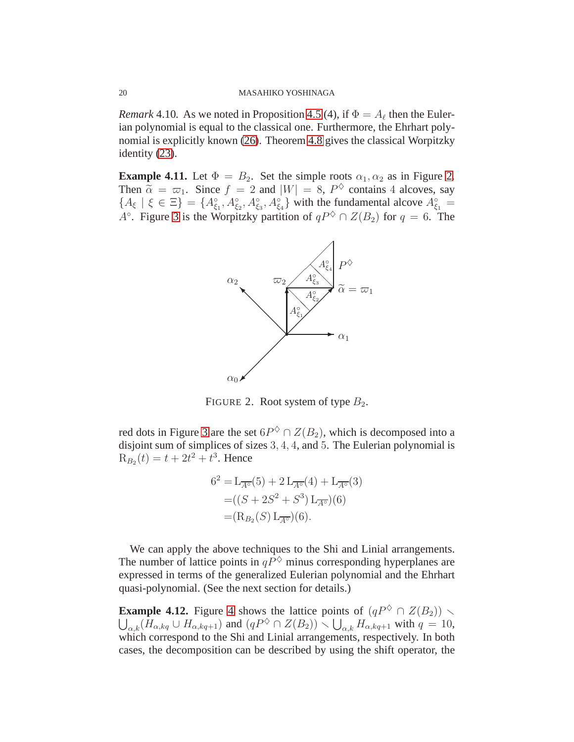*Remark* 4.10. As we noted in Proposition 4.5 (4), if $\Phi = A_\ell$ then the Eulerian polynomial is equal to the classical one. Furthermore, the Ehrhart polynomial is explicitly known (26). Theorem 4.8 gives the classical Worpitzky identity (23).

**Example 4.11.** Let $\Phi = B_2$. Set the simple roots $\alpha_1, \alpha_2$ as in Figure 2. Then $\widetilde{\alpha} = \varpi_1$. Since $f = 2$ and $|W| = 8$, $P^\diamondsuit$ contains $4$ alcoves, say $\{A_\xi \mid \xi \in \Xi\} = \{A^\circ_{\xi_1}, A^\circ_{\xi_2}, A^\circ_{\xi_3}, A^\circ_{\xi_4}\}$ with the fundamental alcove $A^\circ_{\xi_1} = A^\circ$. Figure 3 is the Worpitzky partition of $qP^\diamondsuit \cap Z(B_2)$ for $q = 6$. The red dots in Figure 3 are the set $6P^\diamondsuit \cap Z(B_2)$, which is decomposed into a disjoint sum of simplices of sizes $3, 4, 4$, and $5$. The Eulerian polynomial is $\mathrm{R}_{B_2}(t) = t + 2t^2 + t^3$. Hence

FIGURE 2. Root system of type $B_2$.

$$
\begin{aligned}
6^2 =& \mathrm{L}_{\overline{A^\circ}}(5) + 2\,\mathrm{L}_{\overline{A^\circ}}(4) + \mathrm{L}_{\overline{A^\circ}}(3) \\
=& ((S + 2S^2 + S^3)\,\mathrm{L}_{\overline{A^\circ}})(6) \\
=& (\mathrm{R}_{B_2}(S)\,\mathrm{L}_{\overline{A^\circ}})(6).
\end{aligned}
$$

We can apply the above techniques to the Shi and Linial arrangements. The number of lattice points in $qP^\diamondsuit$ minus corresponding hyperplanes are expressed in terms of the generalized Eulerian polynomial and the Ehrhart quasi-polynomial. (See the next section for details.)

**Example 4.12.** Figure 4 shows the lattice points of $(qP^\diamondsuit \cap Z(B_2)) \smallsetminus \bigcup_{\alpha,k}(H_{\alpha,kq} \cup H_{\alpha,kq+1})$ and $(qP^\diamondsuit \cap Z(B_2)) \smallsetminus \bigcup_{\alpha,k} H_{\alpha,kq+1}$ with $q = 10$, which correspond to the Shi and Linial arrangements, respectively. In both cases, the decomposition can be described by using the shift operator, the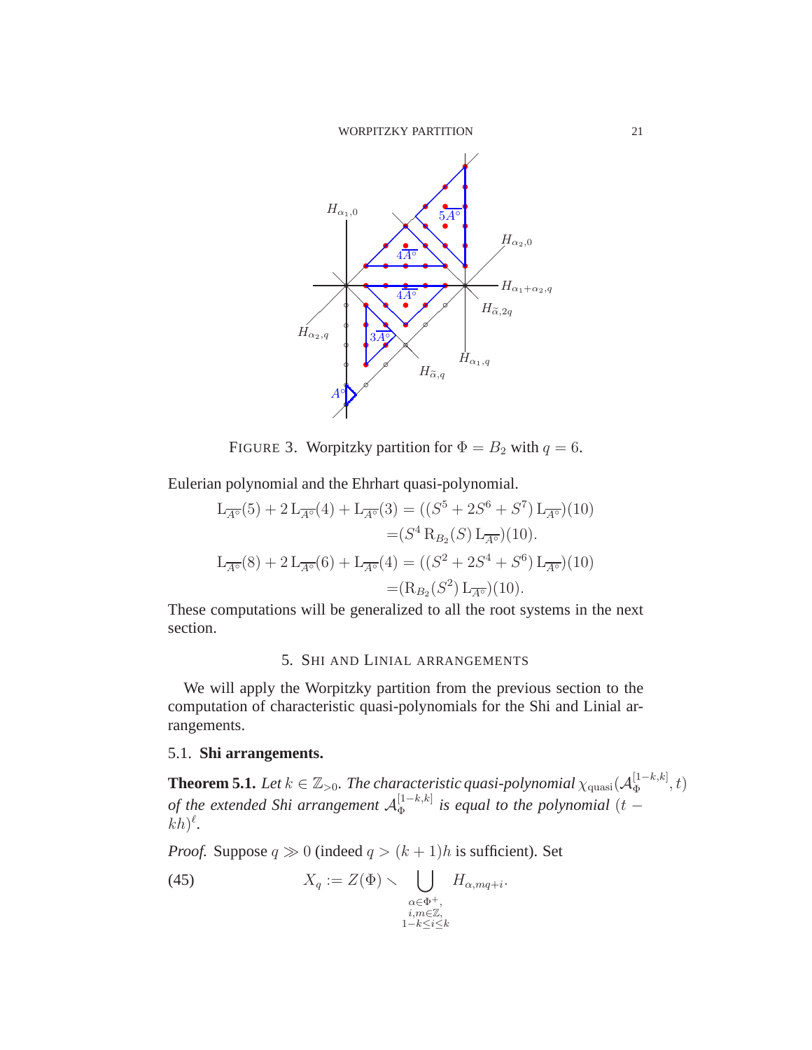FIGURE 3. Worpitzky partition for $\Phi = B_2$ with $q = 6$.

Eulerian polynomial and the Ehrhart quasi-polynomial.

$$
\begin{aligned}
\mathrm{L}_{\overline{A^\circ}}(5) + 2\,\mathrm{L}_{\overline{A^\circ}}(4) + \mathrm{L}_{\overline{A^\circ}}(3) &= ((S^5 + 2S^6 + S^7)\,\mathrm{L}_{\overline{A^\circ}})(10) \\
&= (S^4\,\mathrm{R}_{B_2}(S)\,\mathrm{L}_{\overline{A^\circ}})(10). \\
\mathrm{L}_{\overline{A^\circ}}(8) + 2\,\mathrm{L}_{\overline{A^\circ}}(6) + \mathrm{L}_{\overline{A^\circ}}(4) &= ((S^2 + 2S^4 + S^6)\,\mathrm{L}_{\overline{A^\circ}})(10) \\
&= (\mathrm{R}_{B_2}(S^2)\,\mathrm{L}_{\overline{A^\circ}})(10).
\end{aligned}
$$

These computations will be generalized to all the root systems in the next section.

## 5. Shi and Linial arrangements

We will apply the Worpitzky partition from the previous section to the computation of characteristic quasi-polynomials for the Shi and Linial arrangements.

### 5.1. Shi arrangements.

**Theorem 5.1.** *Let $k \in \mathbb{Z}_{>0}$. The characteristic quasi-polynomial $\chi_{\mathrm{quasi}}(\mathcal{A}_\Phi^{[1-k,k]}, t)$ of the extended Shi arrangement $\mathcal{A}_\Phi^{[1-k,k]}$ is equal to the polynomial $(t - kh)^\ell$.*

*Proof.* Suppose $q \gg 0$ (indeed $q > (k+1)h$ is sufficient). Set

$$
X_q := Z(\Phi) \smallsetminus \bigcup_{\substack{\alpha \in \Phi^+, \\ i,m \in \mathbb{Z}, \\ 1-k \le i \le k}} H_{\alpha, mq+i}. \tag{45}
$$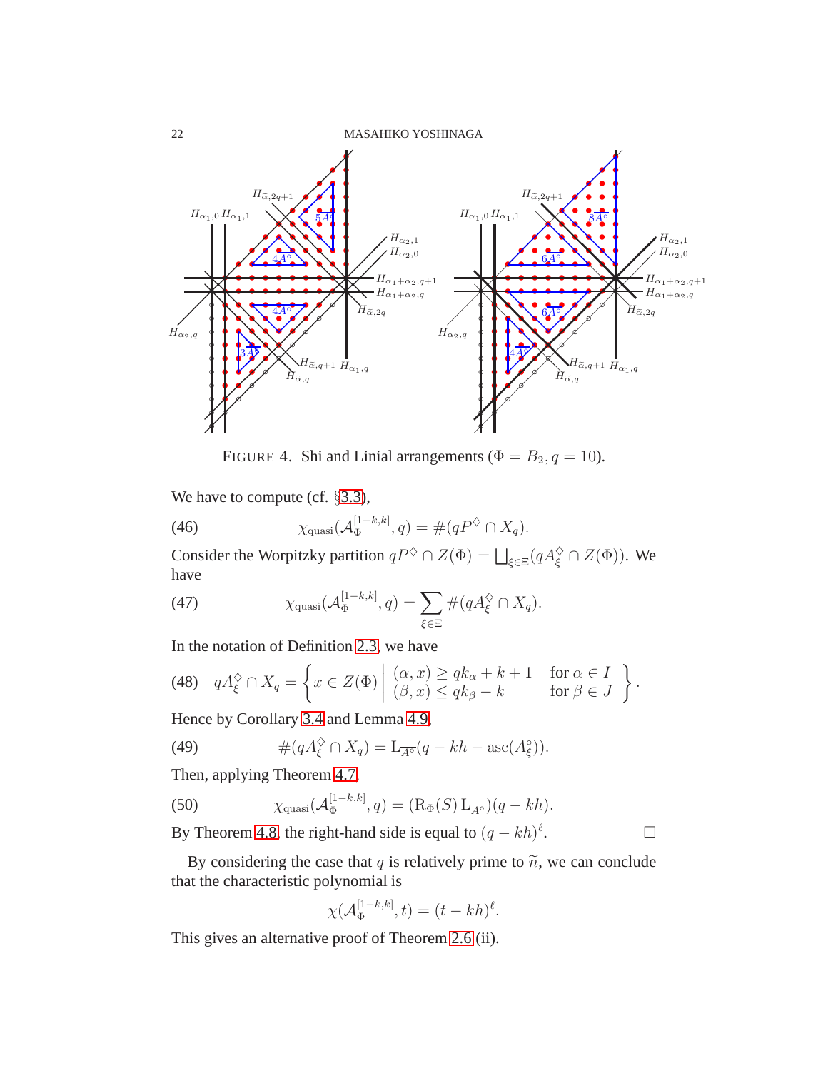FIGURE 4. Shi and Linial arrangements ($\Phi = B_2, q = 10$).

We have to compute (cf. §3.3),

$$\chi_{\text{quasi}}(\mathcal{A}_\Phi^{[1-k,k]}, q) = \#(qP^\diamondsuit \cap X_q). \tag{46}$$

Consider the Worpitzky partition $qP^\diamondsuit \cap Z(\Phi) = \bigsqcup_{\xi \in \Xi}(qA_\xi^\diamondsuit \cap Z(\Phi))$. We have

$$\chi_{\text{quasi}}(\mathcal{A}_\Phi^{[1-k,k]}, q) = \sum_{\xi \in \Xi} \#(qA_\xi^\diamondsuit \cap X_q). \tag{47}$$

In the notation of Definition 2.3, we have

$$qA_\xi^\diamondsuit \cap X_q = \left\{ x \in Z(\Phi) \;\middle|\; \begin{array}{ll} (\alpha, x) \geq qk_\alpha + k + 1 & \text{for } \alpha \in I \\ (\beta, x) \leq qk_\beta - k & \text{for } \beta \in J \end{array} \right\}. \tag{48}$$

Hence by Corollary 3.4 and Lemma 4.9,

$$\#(qA_\xi^\diamondsuit \cap X_q) = \mathrm{L}_{\overline{A^\circ}}(q - kh - \mathrm{asc}(A_\xi^\circ)). \tag{49}$$

Then, applying Theorem 4.7,

$$\chi_{\text{quasi}}(\mathcal{A}_\Phi^{[1-k,k]}, q) = (\mathrm{R}_\Phi(S)\,\mathrm{L}_{\overline{A^\circ}})(q - kh). \tag{50}$$

By Theorem 4.8, the right-hand side is equal to $(q - kh)^\ell$. $\square$

By considering the case that $q$ is relatively prime to $\widetilde{n}$, we can conclude that the characteristic polynomial is

$$\chi(\mathcal{A}_\Phi^{[1-k,k]}, t) = (t - kh)^\ell.$$

This gives an alternative proof of Theorem 2.6 (ii).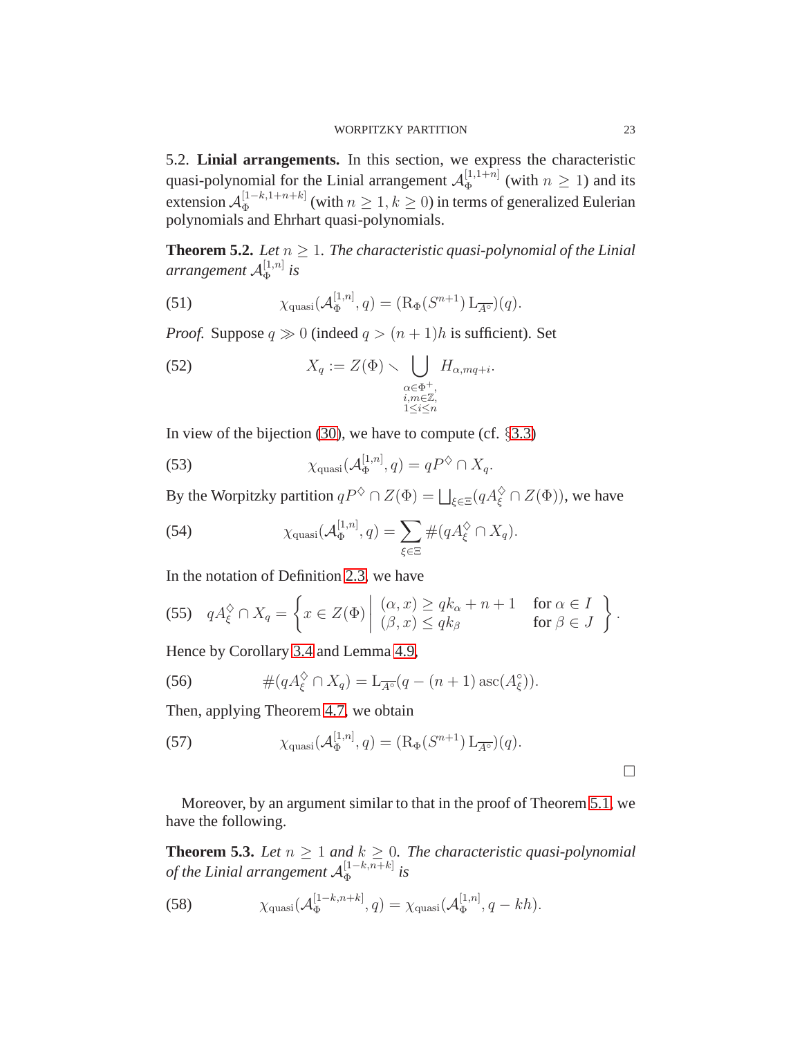5.2. **Linial arrangements.** In this section, we express the characteristic quasi-polynomial for the Linial arrangement $\mathcal{A}_\Phi^{[1,1+n]}$ (with $n \geq 1$) and its extension $\mathcal{A}_\Phi^{[1-k,1+n+k]}$ (with $n \geq 1, k \geq 0$) in terms of generalized Eulerian polynomials and Ehrhart quasi-polynomials.

**Theorem 5.2.** *Let $n \geq 1$. The characteristic quasi-polynomial of the Linial arrangement $\mathcal{A}_\Phi^{[1,n]}$ is*

$$\chi_{\mathrm{quasi}}(\mathcal{A}_\Phi^{[1,n]}, q) = (\mathrm{R}_\Phi(S^{n+1})\, \mathrm{L}_{\overline{A^\circ}})(q). \tag{51}$$

*Proof.* Suppose $q \gg 0$ (indeed $q > (n+1)h$ is sufficient). Set

$$X_q := Z(\Phi) \smallsetminus \bigcup_{\substack{\alpha\in\Phi^+,\\ i,m\in\mathbb{Z},\\ 1\leq i\leq n}} H_{\alpha, mq+i}. \tag{52}$$

In view of the bijection (30), we have to compute (cf. §3.3)

$$\chi_{\mathrm{quasi}}(\mathcal{A}_\Phi^{[1,n]}, q) = qP^\diamondsuit \cap X_q. \tag{53}$$

By the Worpitzky partition $qP^\diamondsuit \cap Z(\Phi) = \bigsqcup_{\xi\in\Xi}(qA_\xi^\diamondsuit \cap Z(\Phi))$, we have

$$\chi_{\mathrm{quasi}}(\mathcal{A}_\Phi^{[1,n]}, q) = \sum_{\xi\in\Xi} \#(qA_\xi^\diamondsuit \cap X_q). \tag{54}$$

In the notation of Definition 2.3, we have

$$qA_\xi^\diamondsuit \cap X_q = \left\{ x \in Z(\Phi) \;\middle|\; \begin{array}{ll} (\alpha, x) \geq qk_\alpha + n + 1 & \text{for } \alpha \in I \\ (\beta, x) \leq qk_\beta & \text{for } \beta \in J \end{array} \right\}. \tag{55}$$

Hence by Corollary 3.4 and Lemma 4.9,

$$\#(qA_\xi^\diamondsuit \cap X_q) = \mathrm{L}_{\overline{A^\circ}}(q - (n+1)\operatorname{asc}(A_\xi^\circ)). \tag{56}$$

Then, applying Theorem 4.7, we obtain

$$\chi_{\mathrm{quasi}}(\mathcal{A}_\Phi^{[1,n]}, q) = (\mathrm{R}_\Phi(S^{n+1})\, \mathrm{L}_{\overline{A^\circ}})(q). \tag{57}$$

$\square$

Moreover, by an argument similar to that in the proof of Theorem 5.1, we have the following.

**Theorem 5.3.** *Let $n \geq 1$ and $k \geq 0$. The characteristic quasi-polynomial of the Linial arrangement $\mathcal{A}_\Phi^{[1-k,n+k]}$ is*

$$\chi_{\mathrm{quasi}}(\mathcal{A}_\Phi^{[1-k,n+k]}, q) = \chi_{\mathrm{quasi}}(\mathcal{A}_\Phi^{[1,n]}, q - kh). \tag{58}$$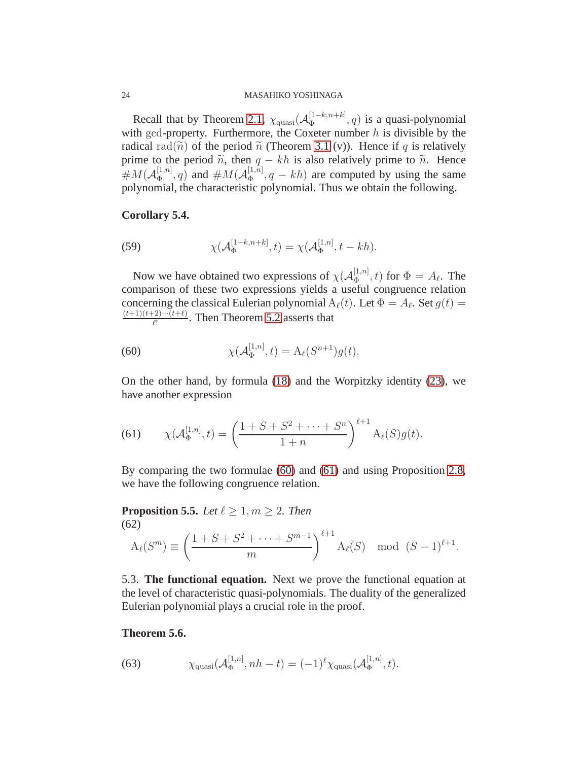Recall that by Theorem 2.1, $\chi_{\mathrm{quasi}}(\mathcal{A}_\Phi^{[1-k,n+k]}, q)$ is a quasi-polynomial with $\gcd$-property. Furthermore, the Coxeter number $h$ is divisible by the radical $\mathrm{rad}(\widetilde{n})$ of the period $\widetilde{n}$ (Theorem 3.1 (v)). Hence if $q$ is relatively prime to the period $\widetilde{n}$, then $q - kh$ is also relatively prime to $\widetilde{n}$. Hence $\# M(\mathcal{A}_\Phi^{[1,n]}, q)$ and $\# M(\mathcal{A}_\Phi^{[1,n]}, q - kh)$ are computed by using the same polynomial, the characteristic polynomial. Thus we obtain the following.

**Corollary 5.4.**

$$\chi(\mathcal{A}_\Phi^{[1-k,n+k]}, t) = \chi(\mathcal{A}_\Phi^{[1,n]}, t - kh). \tag{59}$$

Now we have obtained two expressions of $\chi(\mathcal{A}_\Phi^{[1,n]}, t)$ for $\Phi = A_\ell$. The comparison of these two expressions yields a useful congruence relation concerning the classical Eulerian polynomial $\mathrm{A}_\ell(t)$. Let $\Phi = A_\ell$. Set $g(t) = \frac{(t+1)(t+2)\cdots(t+\ell)}{\ell!}$. Then Theorem 5.2 asserts that

$$\chi(\mathcal{A}_\Phi^{[1,n]}, t) = \mathrm{A}_\ell(S^{n+1}) g(t). \tag{60}$$

On the other hand, by formula (18) and the Worpitzky identity (23), we have another expression

$$\chi(\mathcal{A}_\Phi^{[1,n]}, t) = \left( \frac{1 + S + S^2 + \cdots + S^n}{1 + n} \right)^{\ell+1} \mathrm{A}_\ell(S) g(t). \tag{61}$$

By comparing the two formulae (60) and (61) and using Proposition 2.8, we have the following congruence relation.

**Proposition 5.5.** *Let $\ell \geq 1, m \geq 2$. Then*

$$\mathrm{A}_\ell(S^m) \equiv \left( \frac{1 + S + S^2 + \cdots + S^{m-1}}{m} \right)^{\ell+1} \mathrm{A}_\ell(S) \mod (S-1)^{\ell+1}. \tag{62}$$

5.3. **The functional equation.** Next we prove the functional equation at the level of characteristic quasi-polynomials. The duality of the generalized Eulerian polynomial plays a crucial role in the proof.

**Theorem 5.6.**

$$\chi_{\mathrm{quasi}}(\mathcal{A}_\Phi^{[1,n]}, nh - t) = (-1)^\ell \chi_{\mathrm{quasi}}(\mathcal{A}_\Phi^{[1,n]}, t). \tag{63}$$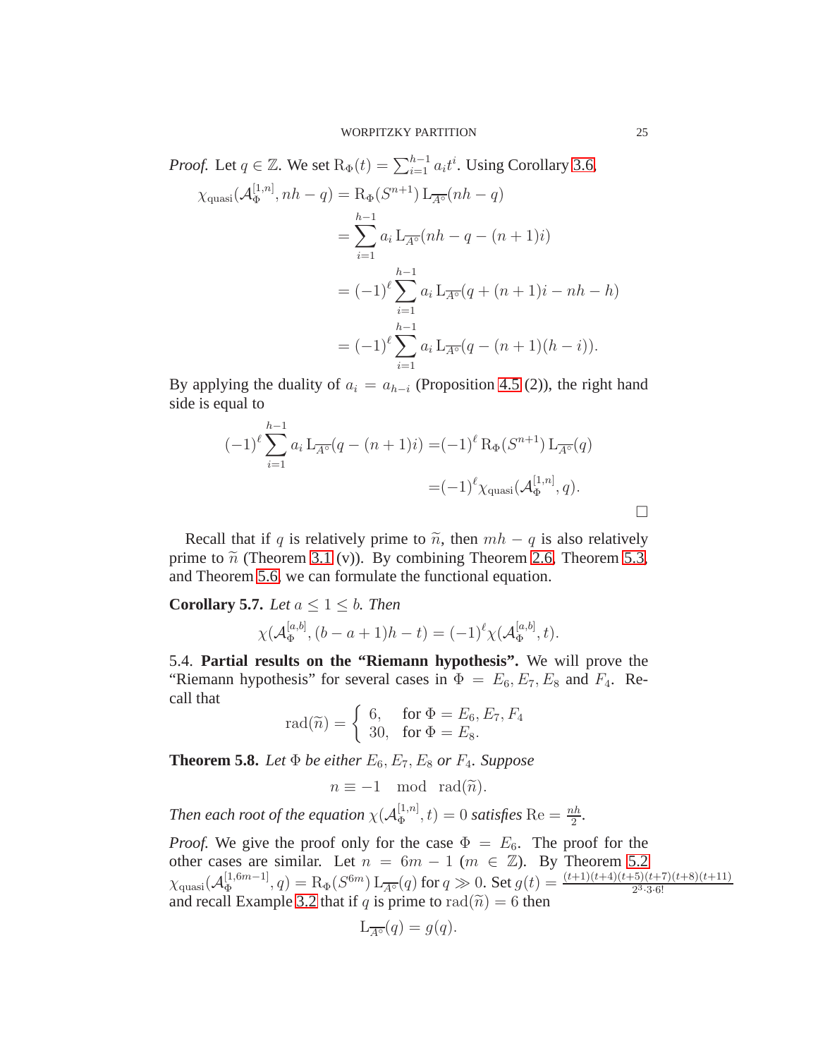*Proof.* Let $q \in \mathbb{Z}$. We set $\mathrm{R}_\Phi(t) = \sum_{i=1}^{h-1} a_i t^i$. Using Corollary 3.6,

$$\begin{aligned}
\chi_{\mathrm{quasi}}(\mathcal{A}_\Phi^{[1,n]}, nh - q) &= \mathrm{R}_\Phi(S^{n+1}) \, \mathrm{L}_{\overline{A^\circ}}(nh - q) \\
&= \sum_{i=1}^{h-1} a_i \, \mathrm{L}_{\overline{A^\circ}}(nh - q - (n+1)i) \\
&= (-1)^\ell \sum_{i=1}^{h-1} a_i \, \mathrm{L}_{\overline{A^\circ}}(q + (n+1)i - nh - h) \\
&= (-1)^\ell \sum_{i=1}^{h-1} a_i \, \mathrm{L}_{\overline{A^\circ}}(q - (n+1)(h-i)).
\end{aligned}$$

By applying the duality of $a_i = a_{h-i}$ (Proposition 4.5 (2)), the right hand side is equal to

$$\begin{aligned}
(-1)^\ell \sum_{i=1}^{h-1} a_i \, \mathrm{L}_{\overline{A^\circ}}(q - (n+1)i) &= (-1)^\ell \, \mathrm{R}_\Phi(S^{n+1}) \, \mathrm{L}_{\overline{A^\circ}}(q) \\
&= (-1)^\ell \chi_{\mathrm{quasi}}(\mathcal{A}_\Phi^{[1,n]}, q).
\end{aligned}$$

□

Recall that if $q$ is relatively prime to $\widetilde{n}$, then $mh - q$ is also relatively prime to $\widetilde{n}$ (Theorem 3.1 (v)). By combining Theorem 2.6, Theorem 5.3, and Theorem 5.6, we can formulate the functional equation.

**Corollary 5.7.** *Let $a \leq 1 \leq b$. Then*

$$\chi(\mathcal{A}_\Phi^{[a,b]}, (b - a + 1)h - t) = (-1)^\ell \chi(\mathcal{A}_\Phi^{[a,b]}, t).$$

5.4. **Partial results on the "Riemann hypothesis".** We will prove the "Riemann hypothesis" for several cases in $\Phi = E_6, E_7, E_8$ and $F_4$. Recall that

$$\mathrm{rad}(\widetilde{n}) = \begin{cases} 6, & \text{for } \Phi = E_6, E_7, F_4 \\ 30, & \text{for } \Phi = E_8. \end{cases}$$

**Theorem 5.8.** *Let $\Phi$ be either $E_6, E_7, E_8$ or $F_4$. Suppose*

$$n \equiv -1 \mod \mathrm{rad}(\widetilde{n}).$$

*Then each root of the equation $\chi(\mathcal{A}_\Phi^{[1,n]}, t) = 0$ satisfies $\mathrm{Re} = \frac{nh}{2}$.*

*Proof.* We give the proof only for the case $\Phi = E_6$. The proof for the other cases are similar. Let $n = 6m - 1$ ($m \in \mathbb{Z}$). By Theorem 5.2 $\chi_{\mathrm{quasi}}(\mathcal{A}_\Phi^{[1,6m-1]}, q) = \mathrm{R}_\Phi(S^{6m}) \, \mathrm{L}_{\overline{A^\circ}}(q)$ for $q \gg 0$. Set $g(t) = \frac{(t+1)(t+4)(t+5)(t+7)(t+8)(t+11)}{2^3 \cdot 3 \cdot 6!}$ and recall Example 3.2 that if $q$ is prime to $\mathrm{rad}(\widetilde{n}) = 6$ then

$$\mathrm{L}_{\overline{A^\circ}}(q) = g(q).$$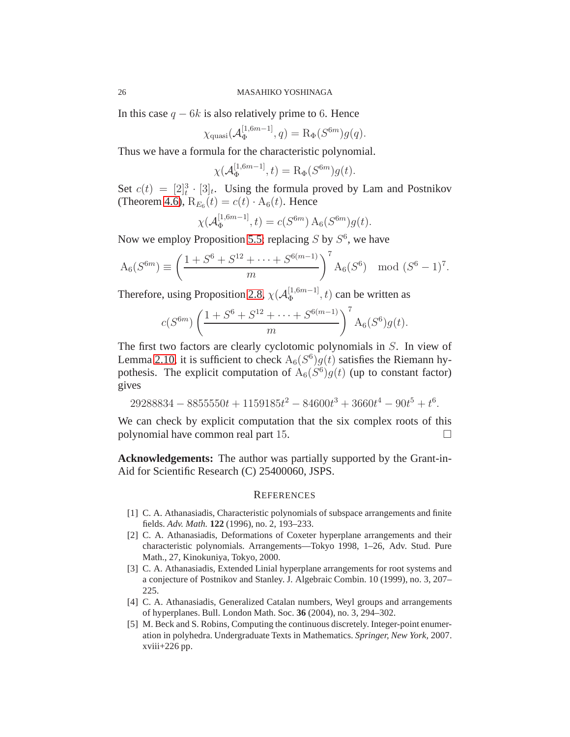In this case $q - 6k$ is also relatively prime to $6$. Hence

$$\chi_{\mathrm{quasi}}(\mathcal{A}_\Phi^{[1,6m-1]}, q) = \mathrm{R}_\Phi(S^{6m})g(q).$$

Thus we have a formula for the characteristic polynomial.

$$\chi(\mathcal{A}_\Phi^{[1,6m-1]}, t) = \mathrm{R}_\Phi(S^{6m})g(t).$$

Set $c(t) = [2]_t^3 \cdot [3]_t$. Using the formula proved by Lam and Postnikov (Theorem 4.6), $\mathrm{R}_{E_6}(t) = c(t) \cdot \mathrm{A}_6(t)$. Hence

$$\chi(\mathcal{A}_\Phi^{[1,6m-1]}, t) = c(S^{6m})\,\mathrm{A}_6(S^{6m})g(t).$$

Now we employ Proposition 5.5; replacing $S$ by $S^6$, we have

$$\mathrm{A}_6(S^{6m}) \equiv \left(\frac{1 + S^6 + S^{12} + \cdots + S^{6(m-1)}}{m}\right)^7 \mathrm{A}_6(S^6) \mod (S^6-1)^7.$$

Therefore, using Proposition 2.8, $\chi(\mathcal{A}_\Phi^{[1,6m-1]}, t)$ can be written as

$$c(S^{6m}) \left(\frac{1 + S^6 + S^{12} + \cdots + S^{6(m-1)}}{m}\right)^7 \mathrm{A}_6(S^6)g(t).$$

The first two factors are clearly cyclotomic polynomials in $S$. In view of Lemma 2.10, it is sufficient to check $\mathrm{A}_6(S^6)g(t)$ satisfies the Riemann hypothesis. The explicit computation of $\mathrm{A}_6(S^6)g(t)$ (up to constant factor) gives

$$29288834 - 8855550t + 1159185t^2 - 84600t^3 + 3660t^4 - 90t^5 + t^6.$$

We can check by explicit computation that the six complex roots of this polynomial have common real part $15$. □

**Acknowledgements:** The author was partially supported by the Grant-in-Aid for Scientific Research (C) 25400060, JSPS.

## References

[1] C. A. Athanasiadis, Characteristic polynomials of subspace arrangements and finite fields. *Adv. Math.* **122** (1996), no. 2, 193–233.

[2] C. A. Athanasiadis, Deformations of Coxeter hyperplane arrangements and their characteristic polynomials. Arrangements—Tokyo 1998, 1–26, Adv. Stud. Pure Math., 27, Kinokuniya, Tokyo, 2000.

[3] C. A. Athanasiadis, Extended Linial hyperplane arrangements for root systems and a conjecture of Postnikov and Stanley. J. Algebraic Combin. 10 (1999), no. 3, 207–225.

[4] C. A. Athanasiadis, Generalized Catalan numbers, Weyl groups and arrangements of hyperplanes. Bull. London Math. Soc. **36** (2004), no. 3, 294–302.

[5] M. Beck and S. Robins, Computing the continuous discretely. Integer-point enumeration in polyhedra. Undergraduate Texts in Mathematics. *Springer, New York*, 2007. xviii+226 pp.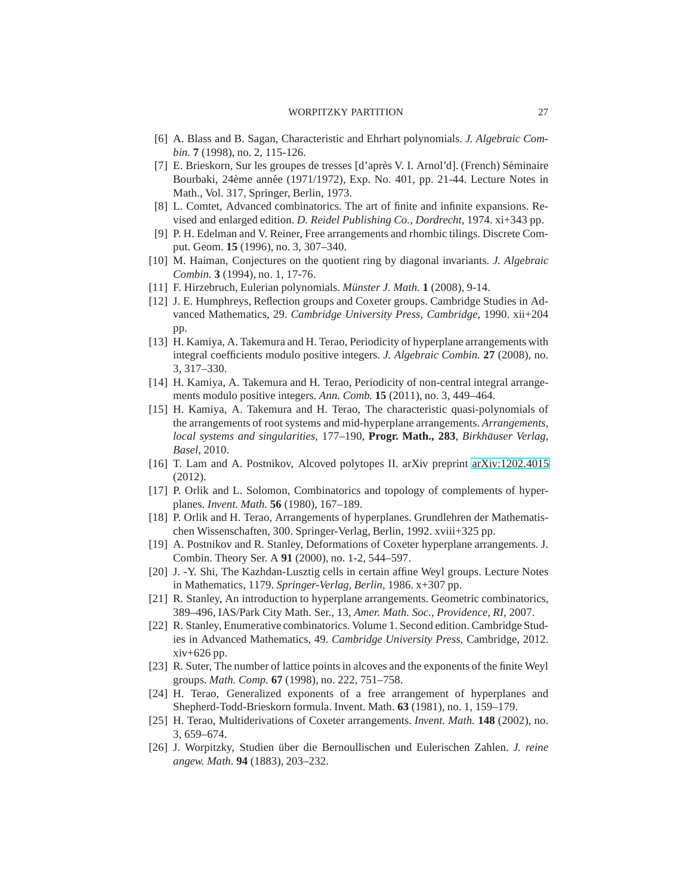[6] A. Blass and B. Sagan, Characteristic and Ehrhart polynomials. *J. Algebraic Combin.* **7** (1998), no. 2, 115-126.

[7] E. Brieskorn, Sur les groupes de tresses [d'après V. I. Arnol'd]. (French) Séminaire Bourbaki, 24ème année (1971/1972), Exp. No. 401, pp. 21-44. Lecture Notes in Math., Vol. 317, Springer, Berlin, 1973.

[8] L. Comtet, Advanced combinatorics. The art of finite and infinite expansions. Revised and enlarged edition. *D. Reidel Publishing Co., Dordrecht*, 1974. xi+343 pp.

[9] P. H. Edelman and V. Reiner, Free arrangements and rhombic tilings. Discrete Comput. Geom. **15** (1996), no. 3, 307–340.

[10] M. Haiman, Conjectures on the quotient ring by diagonal invariants. *J. Algebraic Combin.* **3** (1994), no. 1, 17-76.

[11] F. Hirzebruch, Eulerian polynomials. *Münster J. Math.* **1** (2008), 9-14.

[12] J. E. Humphreys, Reflection groups and Coxeter groups. Cambridge Studies in Advanced Mathematics, 29. *Cambridge University Press, Cambridge*, 1990. xii+204 pp.

[13] H. Kamiya, A. Takemura and H. Terao, Periodicity of hyperplane arrangements with integral coefficients modulo positive integers. *J. Algebraic Combin.* **27** (2008), no. 3, 317–330.

[14] H. Kamiya, A. Takemura and H. Terao, Periodicity of non-central integral arrangements modulo positive integers. *Ann. Comb.* **15** (2011), no. 3, 449–464.

[15] H. Kamiya, A. Takemura and H. Terao, The characteristic quasi-polynomials of the arrangements of root systems and mid-hyperplane arrangements. *Arrangements, local systems and singularities*, 177–190, **Progr. Math., 283**, *Birkhäuser Verlag, Basel*, 2010.

[16] T. Lam and A. Postnikov, Alcoved polytopes II. arXiv preprint arXiv:1202.4015 (2012).

[17] P. Orlik and L. Solomon, Combinatorics and topology of complements of hyperplanes. *Invent. Math.* **56** (1980), 167–189.

[18] P. Orlik and H. Terao, Arrangements of hyperplanes. Grundlehren der Mathematischen Wissenschaften, 300. Springer-Verlag, Berlin, 1992. xviii+325 pp.

[19] A. Postnikov and R. Stanley, Deformations of Coxeter hyperplane arrangements. J. Combin. Theory Ser. A **91** (2000), no. 1-2, 544–597.

[20] J. -Y. Shi, The Kazhdan-Lusztig cells in certain affine Weyl groups. Lecture Notes in Mathematics, 1179. *Springer-Verlag, Berlin*, 1986. x+307 pp.

[21] R. Stanley, An introduction to hyperplane arrangements. Geometric combinatorics, 389–496, IAS/Park City Math. Ser., 13, *Amer. Math. Soc., Providence, RI*, 2007.

[22] R. Stanley, Enumerative combinatorics. Volume 1. Second edition. Cambridge Studies in Advanced Mathematics, 49. *Cambridge University Press*, Cambridge, 2012. xiv+626 pp.

[23] R. Suter, The number of lattice points in alcoves and the exponents of the finite Weyl groups. *Math. Comp.* **67** (1998), no. 222, 751–758.

[24] H. Terao, Generalized exponents of a free arrangement of hyperplanes and Shepherd-Todd-Brieskorn formula. Invent. Math. **63** (1981), no. 1, 159–179.

[25] H. Terao, Multiderivations of Coxeter arrangements. *Invent. Math.* **148** (2002), no. 3, 659–674.

[26] J. Worpitzky, Studien über die Bernoullischen und Eulerischen Zahlen. *J. reine angew. Math.* **94** (1883), 203–232.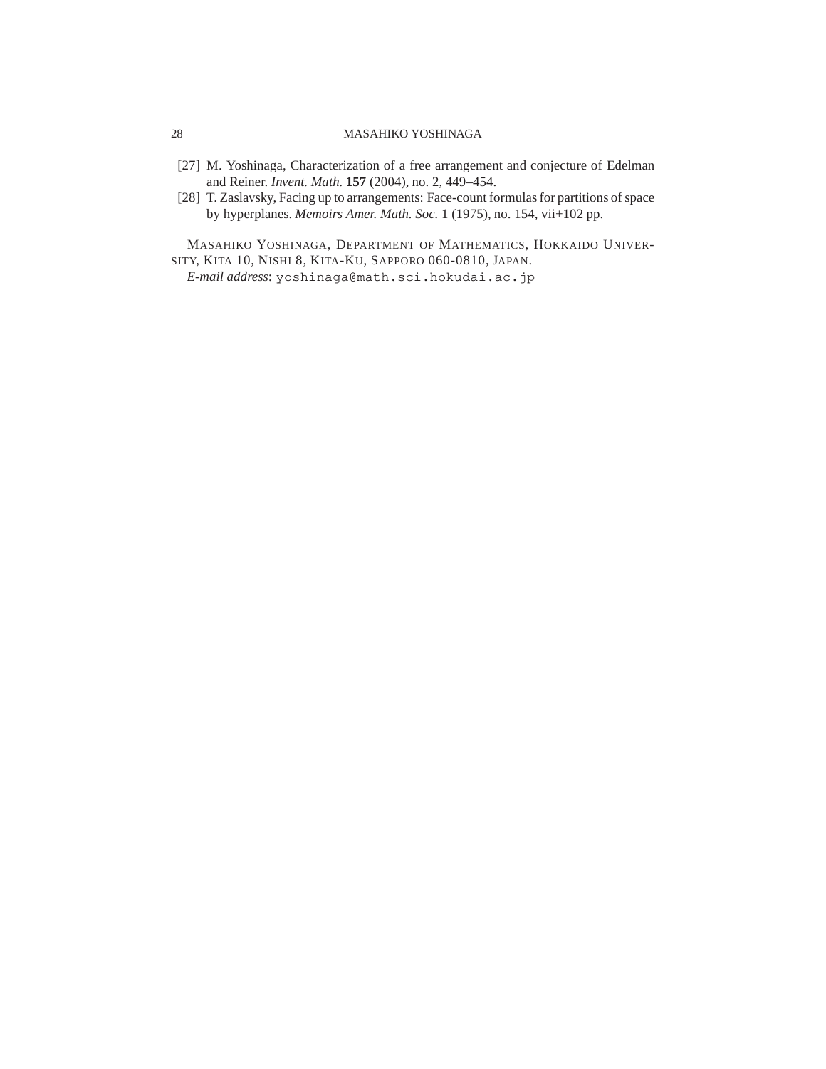[27] M. Yoshinaga, Characterization of a free arrangement and conjecture of Edelman and Reiner. *Invent. Math.* **157** (2004), no. 2, 449–454.

[28] T. Zaslavsky, Facing up to arrangements: Face-count formulas for partitions of space by hyperplanes. *Memoirs Amer. Math. Soc.* 1 (1975), no. 154, vii+102 pp.

MASAHIKO YOSHINAGA, DEPARTMENT OF MATHEMATICS, HOKKAIDO UNIVERSITY, KITA 10, NISHI 8, KITA-KU, SAPPORO 060-0810, JAPAN.

*E-mail address*: `yoshinaga@math.sci.hokudai.ac.jp`